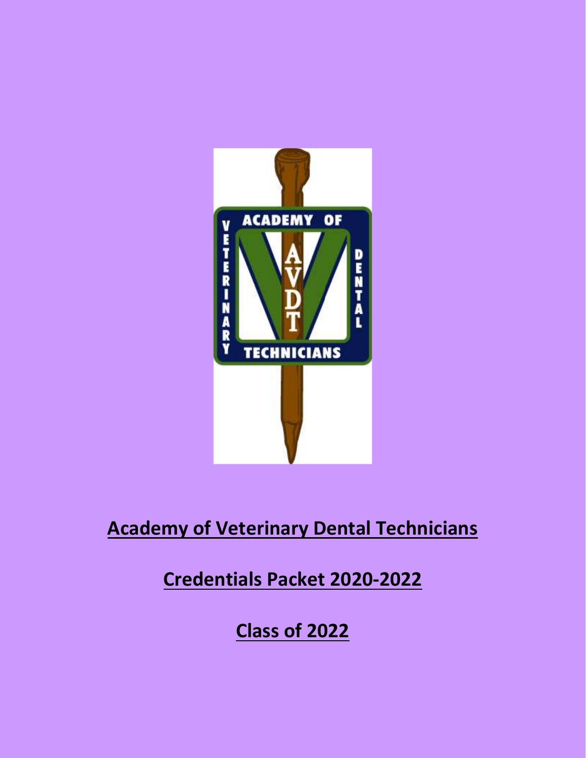# Academy of Veterinary Dental Technicians

## Credentials Packet 2020-2022

## Class of 2022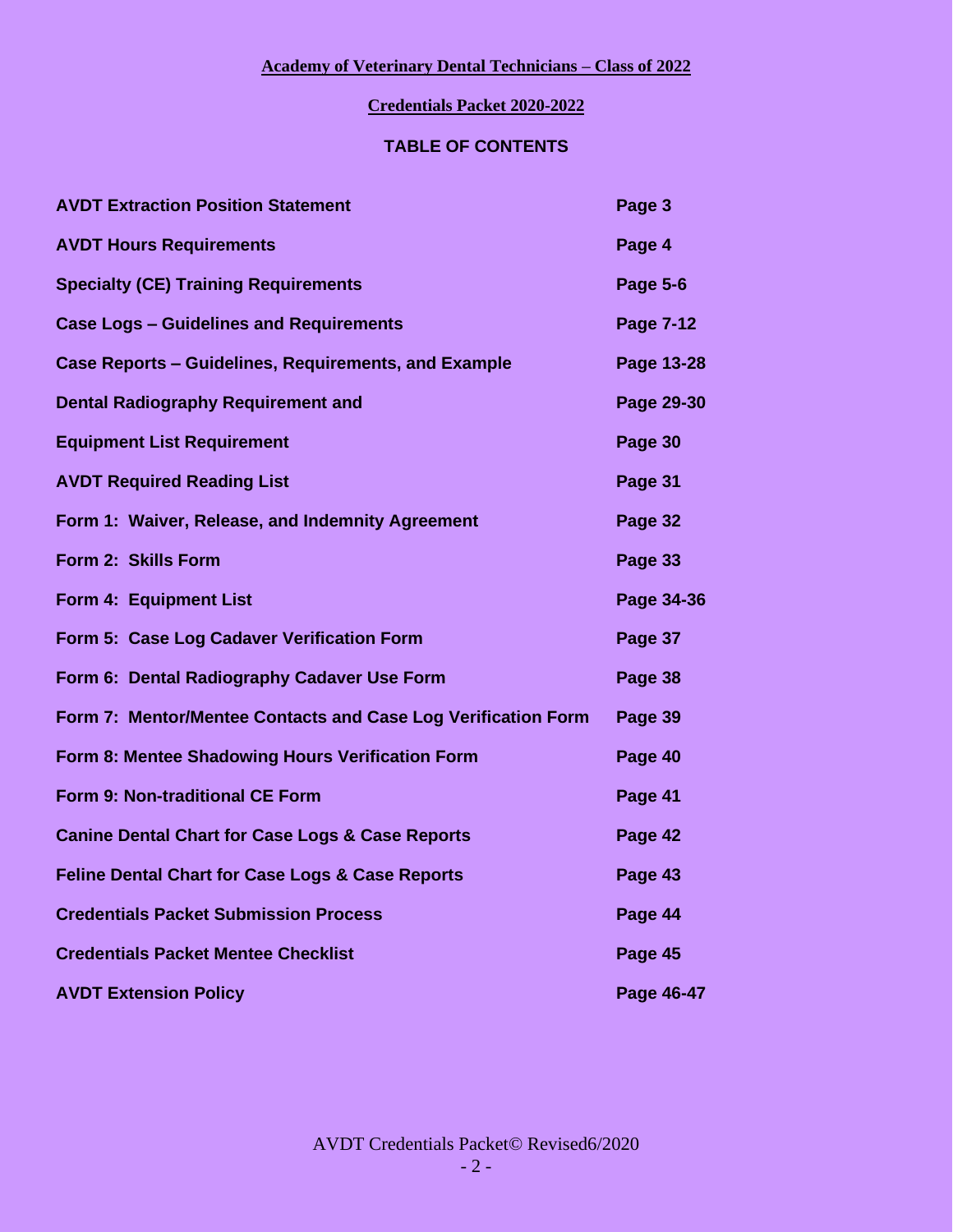**Academy of Veterinary Dental Technicians – Class of 2022**

**Credentials Packet 2020-2022**

## TABLE OF CONTENTS

| | |
|---|---|
| **AVDT Extraction Position Statement** | **Page 3** |
| **AVDT Hours Requirements** | **Page 4** |
| **Specialty (CE) Training Requirements** | **Page 5-6** |
| **Case Logs – Guidelines and Requirements** | **Page 7-12** |
| **Case Reports – Guidelines, Requirements, and Example** | **Page 13-28** |
| **Dental Radiography Requirement and** | **Page 29-30** |
| **Equipment List Requirement** | **Page 30** |
| **AVDT Required Reading List** | **Page 31** |
| **Form 1: Waiver, Release, and Indemnity Agreement** | **Page 32** |
| **Form 2: Skills Form** | **Page 33** |
| **Form 4: Equipment List** | **Page 34-36** |
| **Form 5: Case Log Cadaver Verification Form** | **Page 37** |
| **Form 6: Dental Radiography Cadaver Use Form** | **Page 38** |
| **Form 7: Mentor/Mentee Contacts and Case Log Verification Form** | **Page 39** |
| **Form 8: Mentee Shadowing Hours Verification Form** | **Page 40** |
| **Form 9: Non-traditional CE Form** | **Page 41** |
| **Canine Dental Chart for Case Logs & Case Reports** | **Page 42** |
| **Feline Dental Chart for Case Logs & Case Reports** | **Page 43** |
| **Credentials Packet Submission Process** | **Page 44** |
| **Credentials Packet Mentee Checklist** | **Page 45** |
| **AVDT Extension Policy** | **Page 46-47** |

AVDT Credentials Packet© Revised6/2020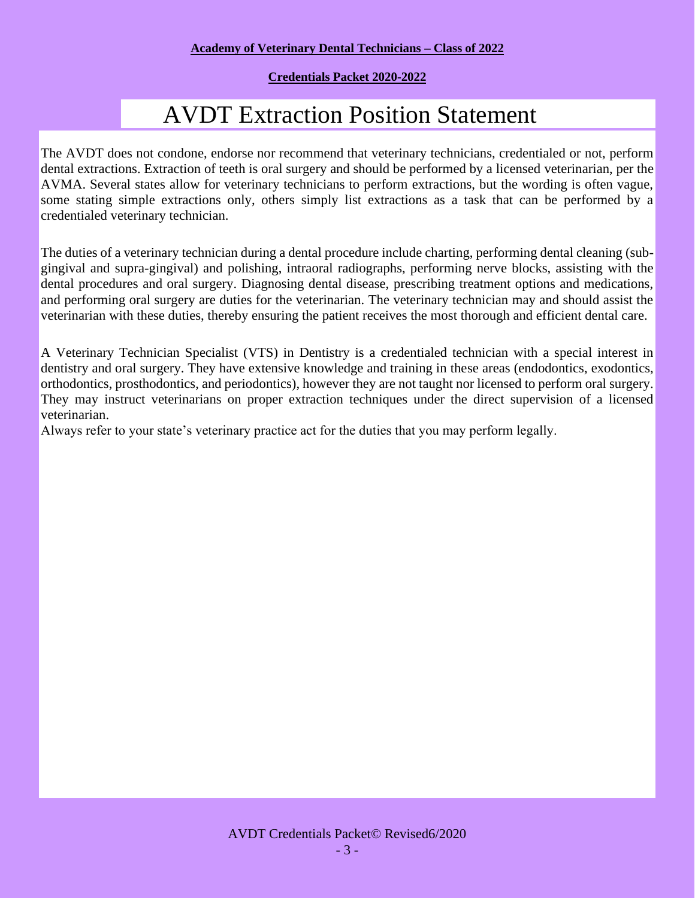# AVDT Extraction Position Statement

The AVDT does not condone, endorse nor recommend that veterinary technicians, credentialed or not, perform dental extractions. Extraction of teeth is oral surgery and should be performed by a licensed veterinarian, per the AVMA. Several states allow for veterinary technicians to perform extractions, but the wording is often vague, some stating simple extractions only, others simply list extractions as a task that can be performed by a credentialed veterinary technician.

The duties of a veterinary technician during a dental procedure include charting, performing dental cleaning (sub-gingival and supra-gingival) and polishing, intraoral radiographs, performing nerve blocks, assisting with the dental procedures and oral surgery. Diagnosing dental disease, prescribing treatment options and medications, and performing oral surgery are duties for the veterinarian. The veterinary technician may and should assist the veterinarian with these duties, thereby ensuring the patient receives the most thorough and efficient dental care.

A Veterinary Technician Specialist (VTS) in Dentistry is a credentialed technician with a special interest in dentistry and oral surgery. They have extensive knowledge and training in these areas (endodontics, exodontics, orthodontics, prosthodontics, and periodontics), however they are not taught nor licensed to perform oral surgery. They may instruct veterinarians on proper extraction techniques under the direct supervision of a licensed veterinarian.

Always refer to your state's veterinary practice act for the duties that you may perform legally.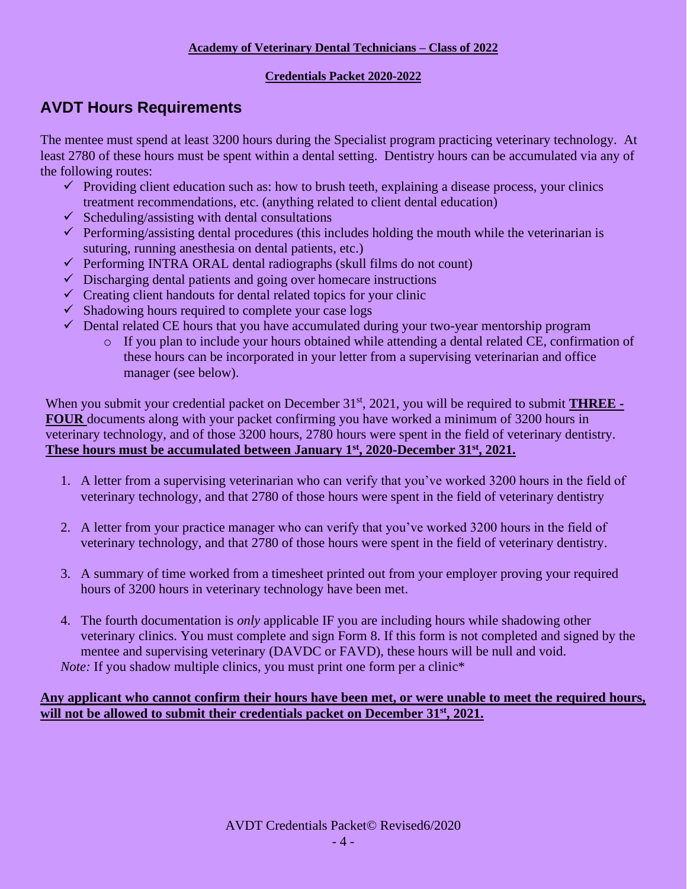**Academy of Veterinary Dental Technicians – Class of 2022**

**Credentials Packet 2020-2022**

## AVDT Hours Requirements

The mentee must spend at least 3200 hours during the Specialist program practicing veterinary technology. At least 2780 of these hours must be spent within a dental setting. Dentistry hours can be accumulated via any of the following routes:

- ✓ Providing client education such as: how to brush teeth, explaining a disease process, your clinics treatment recommendations, etc. (anything related to client dental education)
- ✓ Scheduling/assisting with dental consultations
- ✓ Performing/assisting dental procedures (this includes holding the mouth while the veterinarian is suturing, running anesthesia on dental patients, etc.)
- ✓ Performing INTRA ORAL dental radiographs (skull films do not count)
- ✓ Discharging dental patients and going over homecare instructions
- ✓ Creating client handouts for dental related topics for your clinic
- ✓ Shadowing hours required to complete your case logs
- ✓ Dental related CE hours that you have accumulated during your two-year mentorship program
    - If you plan to include your hours obtained while attending a dental related CE, confirmation of these hours can be incorporated in your letter from a supervising veterinarian and office manager (see below).

When you submit your credential packet on December 31st, 2021, you will be required to submit **THREE - FOUR** documents along with your packet confirming you have worked a minimum of 3200 hours in veterinary technology, and of those 3200 hours, 2780 hours were spent in the field of veterinary dentistry. **These hours must be accumulated between January 1st, 2020-December 31st, 2021.**

1. A letter from a supervising veterinarian who can verify that you've worked 3200 hours in the field of veterinary technology, and that 2780 of those hours were spent in the field of veterinary dentistry
2. A letter from your practice manager who can verify that you've worked 3200 hours in the field of veterinary technology, and that 2780 of those hours were spent in the field of veterinary dentistry.
3. A summary of time worked from a timesheet printed out from your employer proving your required hours of 3200 hours in veterinary technology have been met.
4. The fourth documentation is *only* applicable IF you are including hours while shadowing other veterinary clinics. You must complete and sign Form 8. If this form is not completed and signed by the mentee and supervising veterinary (DAVDC or FAVD), these hours will be null and void.
   *Note:* If you shadow multiple clinics, you must print one form per a clinic*

**Any applicant who cannot confirm their hours have been met, or were unable to meet the required hours, will not be allowed to submit their credentials packet on December 31st, 2021.**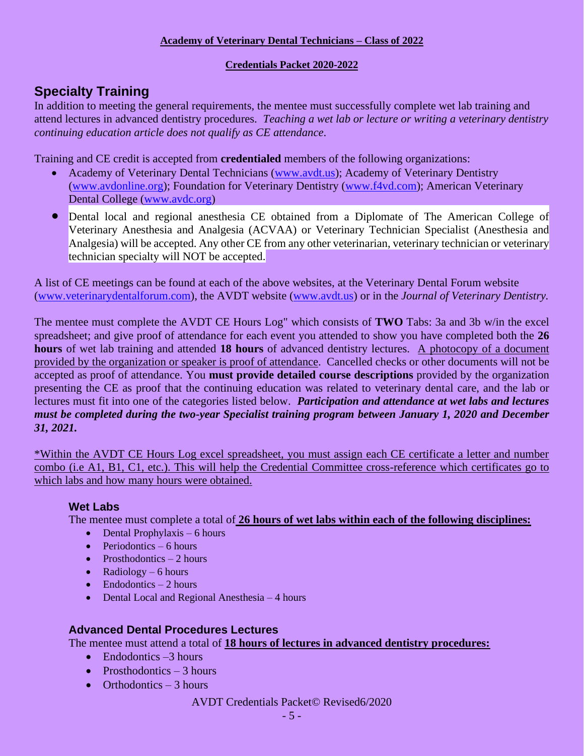**Academy of Veterinary Dental Technicians – Class of 2022**

**Credentials Packet 2020-2022**

## Specialty Training

In addition to meeting the general requirements, the mentee must successfully complete wet lab training and attend lectures in advanced dentistry procedures. *Teaching a wet lab or lecture or writing a veterinary dentistry continuing education article does not qualify as CE attendance*.

Training and CE credit is accepted from **credentialed** members of the following organizations:

- Academy of Veterinary Dental Technicians (www.avdt.us); Academy of Veterinary Dentistry (www.avdonline.org); Foundation for Veterinary Dentistry (www.f4vd.com); American Veterinary Dental College (www.avdc.org)
- Dental local and regional anesthesia CE obtained from a Diplomate of The American College of Veterinary Anesthesia and Analgesia (ACVAA) or Veterinary Technician Specialist (Anesthesia and Analgesia) will be accepted. Any other CE from any other veterinarian, veterinary technician or veterinary technician specialty will NOT be accepted.

A list of CE meetings can be found at each of the above websites, at the Veterinary Dental Forum website (www.veterinarydentalforum.com), the AVDT website (www.avdt.us) or in the *Journal of Veterinary Dentistry.*

The mentee must complete the AVDT CE Hours Log" which consists of **TWO** Tabs: 3a and 3b w/in the excel spreadsheet; and give proof of attendance for each event you attended to show you have completed both the **26 hours** of wet lab training and attended **18 hours** of advanced dentistry lectures. A photocopy of a document provided by the organization or speaker is proof of attendance. Cancelled checks or other documents will not be accepted as proof of attendance. You **must provide detailed course descriptions** provided by the organization presenting the CE as proof that the continuing education was related to veterinary dental care, and the lab or lectures must fit into one of the categories listed below. ***Participation and attendance at wet labs and lectures must be completed during the two-year Specialist training program between January 1, 2020 and December 31, 2021.***

\*Within the AVDT CE Hours Log excel spreadsheet, you must assign each CE certificate a letter and number combo (i.e A1, B1, C1, etc.). This will help the Credential Committee cross-reference which certificates go to which labs and how many hours were obtained.

### Wet Labs

The mentee must complete a total of **26 hours of wet labs within each of the following disciplines:**

- Dental Prophylaxis – 6 hours
- Periodontics – 6 hours
- Prosthodontics – 2 hours
- Radiology – 6 hours
- Endodontics – 2 hours
- Dental Local and Regional Anesthesia – 4 hours

### Advanced Dental Procedures Lectures

The mentee must attend a total of **18 hours of lectures in advanced dentistry procedures:**

- Endodontics –3 hours
- Prosthodontics – 3 hours
- Orthodontics – 3 hours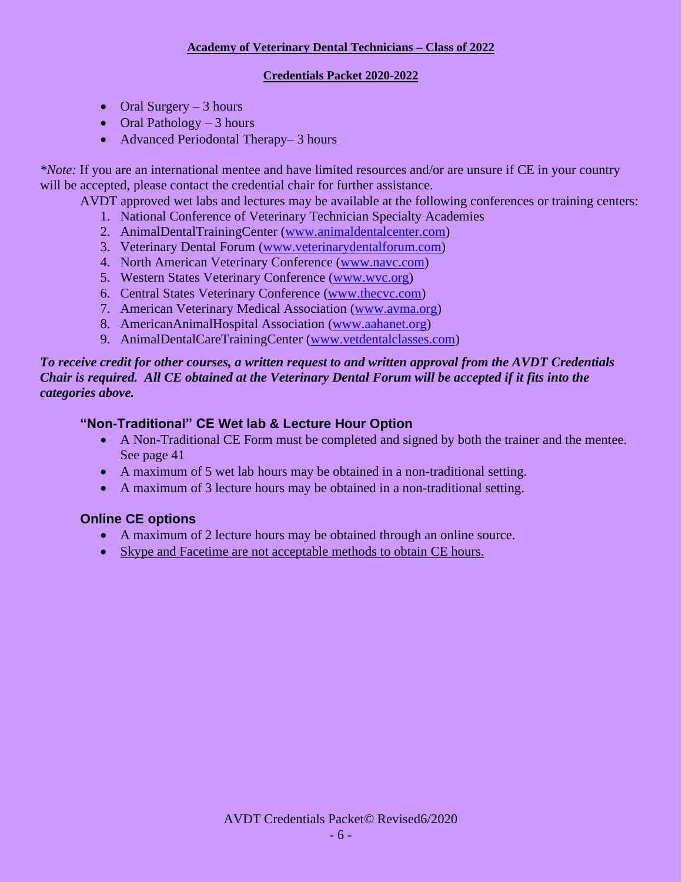- Oral Surgery – 3 hours
- Oral Pathology – 3 hours
- Advanced Periodontal Therapy– 3 hours

*\*Note:* If you are an international mentee and have limited resources and/or are unsure if CE in your country will be accepted, please contact the credential chair for further assistance.

AVDT approved wet labs and lectures may be available at the following conferences or training centers:

1. National Conference of Veterinary Technician Specialty Academies
2. AnimalDentalTrainingCenter (www.animaldentalcenter.com)
3. Veterinary Dental Forum (www.veterinarydentalforum.com)
4. North American Veterinary Conference (www.navc.com)
5. Western States Veterinary Conference (www.wvc.org)
6. Central States Veterinary Conference (www.thecvc.com)
7. American Veterinary Medical Association (www.avma.org)
8. AmericanAnimalHospital Association (www.aahanet.org)
9. AnimalDentalCareTrainingCenter (www.vetdentalclasses.com)

***To receive credit for other courses, a written request to and written approval from the AVDT Credentials Chair is required. All CE obtained at the Veterinary Dental Forum will be accepted if it fits into the categories above.***

### "Non-Traditional" CE Wet lab & Lecture Hour Option

- A Non-Traditional CE Form must be completed and signed by both the trainer and the mentee. See page 41
- A maximum of 5 wet lab hours may be obtained in a non-traditional setting.
- A maximum of 3 lecture hours may be obtained in a non-traditional setting.

### Online CE options

- A maximum of 2 lecture hours may be obtained through an online source.
- <u>Skype and Facetime are not acceptable methods to obtain CE hours.</u>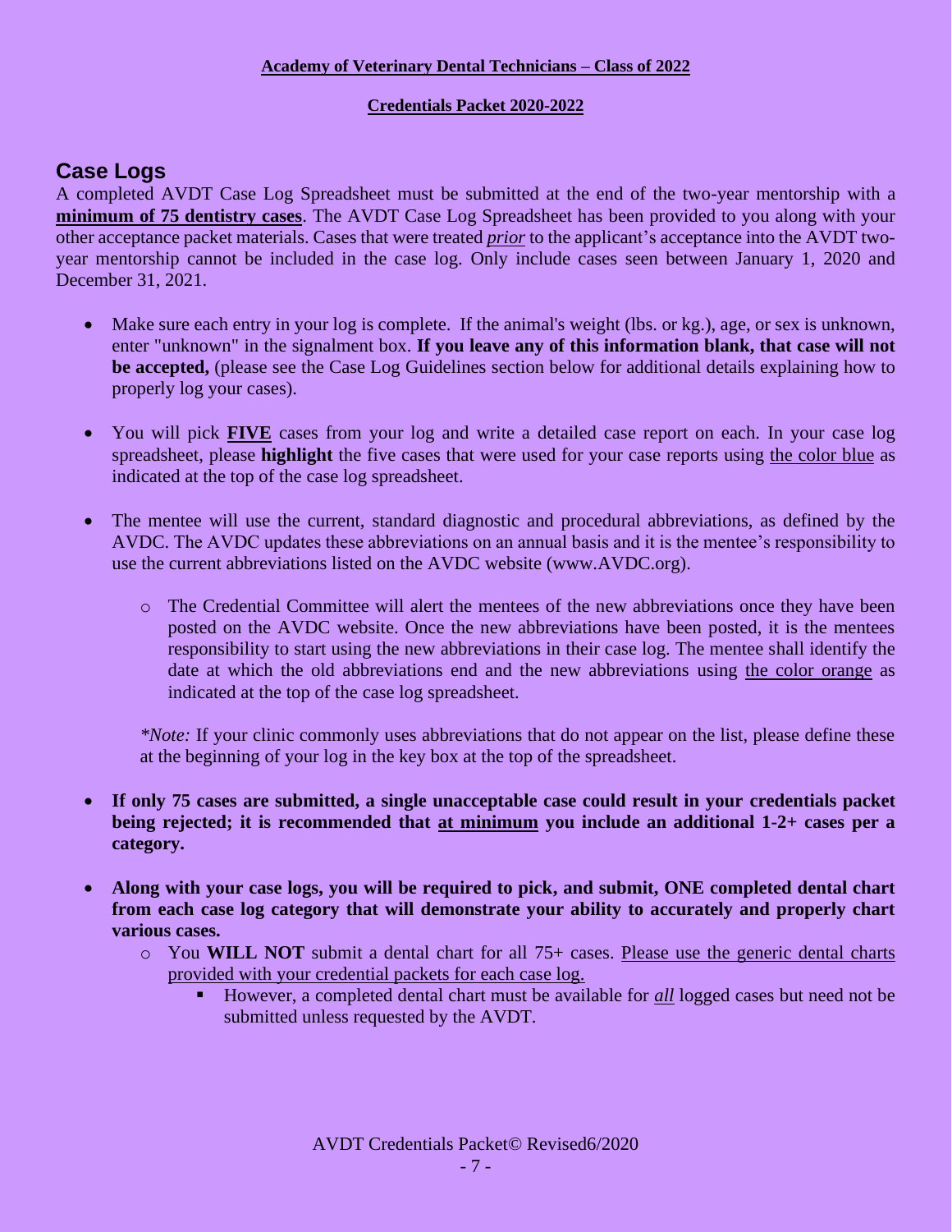## Case Logs

A completed AVDT Case Log Spreadsheet must be submitted at the end of the two-year mentorship with a **minimum of 75 dentistry cases**. The AVDT Case Log Spreadsheet has been provided to you along with your other acceptance packet materials. Cases that were treated ***prior*** to the applicant's acceptance into the AVDT two-year mentorship cannot be included in the case log. Only include cases seen between January 1, 2020 and December 31, 2021.

- Make sure each entry in your log is complete. If the animal's weight (lbs. or kg.), age, or sex is unknown, enter "unknown" in the signalment box. **If you leave any of this information blank, that case will not be accepted,** (please see the Case Log Guidelines section below for additional details explaining how to properly log your cases).
- You will pick **FIVE** cases from your log and write a detailed case report on each. In your case log spreadsheet, please **highlight** the five cases that were used for your case reports using the color blue as indicated at the top of the case log spreadsheet.
- The mentee will use the current, standard diagnostic and procedural abbreviations, as defined by the AVDC. The AVDC updates these abbreviations on an annual basis and it is the mentee's responsibility to use the current abbreviations listed on the AVDC website (www.AVDC.org).
  - The Credential Committee will alert the mentees of the new abbreviations once they have been posted on the AVDC website. Once the new abbreviations have been posted, it is the mentees responsibility to start using the new abbreviations in their case log. The mentee shall identify the date at which the old abbreviations end and the new abbreviations using the color orange as indicated at the top of the case log spreadsheet.

  *\*Note:* If your clinic commonly uses abbreviations that do not appear on the list, please define these at the beginning of your log in the key box at the top of the spreadsheet.

- **If only 75 cases are submitted, a single unacceptable case could result in your credentials packet being rejected; it is recommended that at minimum you include an additional 1-2+ cases per a category.**
- **Along with your case logs, you will be required to pick, and submit, ONE completed dental chart from each case log category that will demonstrate your ability to accurately and properly chart various cases.**
  - You **WILL NOT** submit a dental chart for all 75+ cases. Please use the generic dental charts provided with your credential packets for each case log.
    - However, a completed dental chart must be available for ***all*** logged cases but need not be submitted unless requested by the AVDT.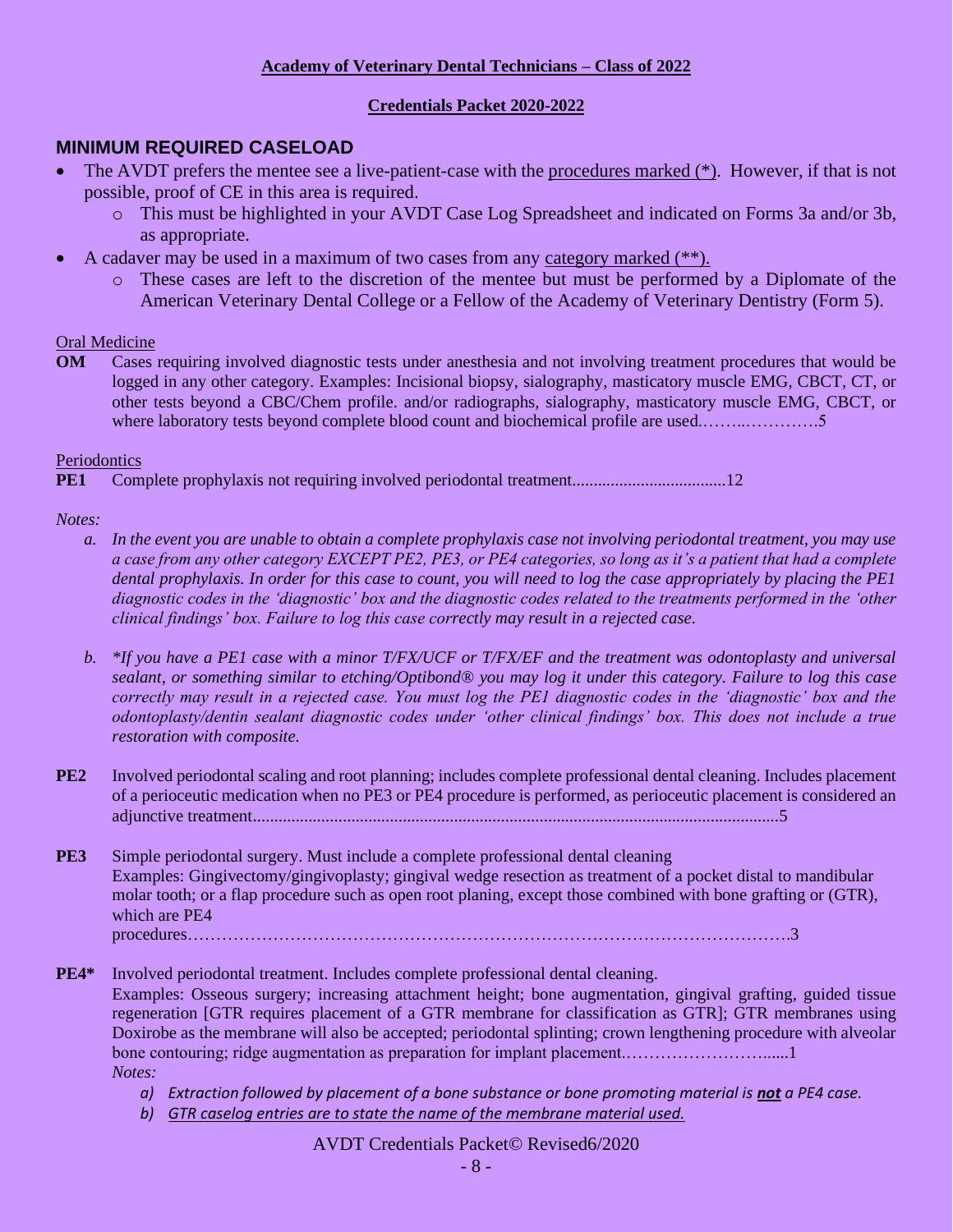**Academy of Veterinary Dental Technicians – Class of 2022**

**Credentials Packet 2020-2022**

## MINIMUM REQUIRED CASELOAD

- The AVDT prefers the mentee see a live-patient-case with the procedures marked (*). However, if that is not possible, proof of CE in this area is required.
  - This must be highlighted in your AVDT Case Log Spreadsheet and indicated on Forms 3a and/or 3b, as appropriate.
- A cadaver may be used in a maximum of two cases from any category marked (**).
  - These cases are left to the discretion of the mentee but must be performed by a Diplomate of the American Veterinary Dental College or a Fellow of the Academy of Veterinary Dentistry (Form 5).

Oral Medicine

**OM** Cases requiring involved diagnostic tests under anesthesia and not involving treatment procedures that would be logged in any other category. Examples: Incisional biopsy, sialography, masticatory muscle EMG, CBCT, CT, or other tests beyond a CBC/Chem profile. and/or radiographs, sialography, masticatory muscle EMG, CBCT, or where laboratory tests beyond complete blood count and biochemical profile are used.……..………….5

Periodontics

**PE1** Complete prophylaxis not requiring involved periodontal treatment...................................12

*Notes:*

a. *In the event you are unable to obtain a complete prophylaxis case not involving periodontal treatment, you may use a case from any other category EXCEPT PE2, PE3, or PE4 categories, so long as it's a patient that had a complete dental prophylaxis. In order for this case to count, you will need to log the case appropriately by placing the PE1 diagnostic codes in the 'diagnostic' box and the diagnostic codes related to the treatments performed in the 'other clinical findings' box. Failure to log this case correctly may result in a rejected case.*

b. *\*If you have a PE1 case with a minor T/FX/UCF or T/FX/EF and the treatment was odontoplasty and universal sealant, or something similar to etching/Optibond® you may log it under this category. Failure to log this case correctly may result in a rejected case. You must log the PE1 diagnostic codes in the 'diagnostic' box and the odontoplasty/dentin sealant diagnostic codes under 'other clinical findings' box. This does not include a true restoration with composite.*

**PE2** Involved periodontal scaling and root planning; includes complete professional dental cleaning. Includes placement of a perioceutic medication when no PE3 or PE4 procedure is performed, as perioceutic placement is considered an adjunctive treatment.........................................................................................................................5

**PE3** Simple periodontal surgery. Must include a complete professional dental cleaning
Examples: Gingivectomy/gingivoplasty; gingival wedge resection as treatment of a pocket distal to mandibular molar tooth; or a flap procedure such as open root planing, except those combined with bone grafting or (GTR), which are PE4 procedures……………………………………………………………………………………………….3

**PE4\*** Involved periodontal treatment. Includes complete professional dental cleaning.
Examples: Osseous surgery; increasing attachment height; bone augmentation, gingival grafting, guided tissue regeneration [GTR requires placement of a GTR membrane for classification as GTR]; GTR membranes using Doxirobe as the membrane will also be accepted; periodontal splinting; crown lengthening procedure with alveolar bone contouring; ridge augmentation as preparation for implant placement.……………………......1
*Notes:*

a) *Extraction followed by placement of a bone substance or bone promoting material is* ***not*** *a PE4 case.*
b) *GTR caselog entries are to state the name of the membrane material used.*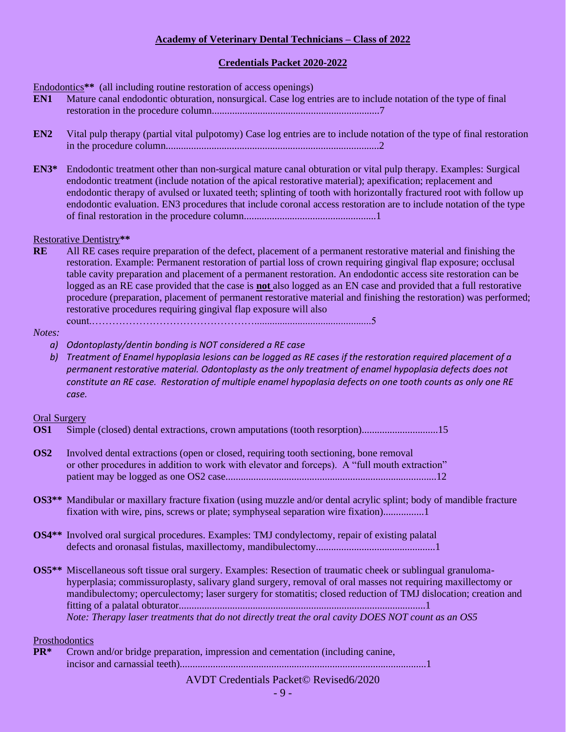**Academy of Veterinary Dental Technicians – Class of 2022**

**Credentials Packet 2020-2022**

Endodontics**** (all including routine restoration of access openings)

**EN1** Mature canal endodontic obturation, nonsurgical. Case log entries are to include notation of the type of final restoration in the procedure column.................................................................7

**EN2** Vital pulp therapy (partial vital pulpotomy) Case log entries are to include notation of the type of final restoration in the procedure column....................................................................................2

**EN3*** Endodontic treatment other than non-surgical mature canal obturation or vital pulp therapy. Examples: Surgical endodontic treatment (include notation of the apical restorative material); apexification; replacement and endodontic therapy of avulsed or luxated teeth; splinting of tooth with horizontally fractured root with follow up endodontic evaluation. EN3 procedures that include coronal access restoration are to include notation of the type of final restoration in the procedure column....................................................1

Restorative Dentistry****

**RE** All RE cases require preparation of the defect, placement of a permanent restorative material and finishing the restoration. Example: Permanent restoration of partial loss of crown requiring gingival flap exposure; occlusal table cavity preparation and placement of a permanent restoration. An endodontic access site restoration can be logged as an RE case provided that the case is **not** also logged as an EN case and provided that a full restorative procedure (preparation, placement of permanent restorative material and finishing the restoration) was performed; restorative procedures requiring gingival flap exposure will also count.…………………………………………............................................5

*Notes:*

- *a) Odontoplasty/dentin bonding is NOT considered a RE case*
- *b) Treatment of Enamel hypoplasia lesions can be logged as RE cases if the restoration required placement of a permanent restorative material. Odontoplasty as the only treatment of enamel hypoplasia defects does not constitute an RE case. Restoration of multiple enamel hypoplasia defects on one tooth counts as only one RE case.*

Oral Surgery

**OS1** Simple (closed) dental extractions, crown amputations (tooth resorption).............................15

**OS2** Involved dental extractions (open or closed, requiring tooth sectioning, bone removal or other procedures in addition to work with elevator and forceps). A "full mouth extraction" patient may be logged as one OS2 case..................................................................................12

**OS3**** Mandibular or maxillary fracture fixation (using muzzle and/or dental acrylic splint; body of mandible fracture fixation with wire, pins, screws or plate; symphyseal separation wire fixation)................1

**OS4**** Involved oral surgical procedures. Examples: TMJ condylectomy, repair of existing palatal defects and oronasal fistulas, maxillectomy, mandibulectomy..............................................1

**OS5**** Miscellaneous soft tissue oral surgery. Examples: Resection of traumatic cheek or sublingual granuloma-hyperplasia; commissuroplasty, salivary gland surgery, removal of oral masses not requiring maxillectomy or mandibulectomy; operculectomy; laser surgery for stomatitis; closed reduction of TMJ dislocation; creation and fitting of a palatal obturator................................................................................................1
*Note: Therapy laser treatments that do not directly treat the oral cavity DOES NOT count as an OS5*

Prosthodontics

**PR*** Crown and/or bridge preparation, impression and cementation (including canine, incisor and carnassial teeth)...............................................................................................1

AVDT Credentials Packet© Revised6/2020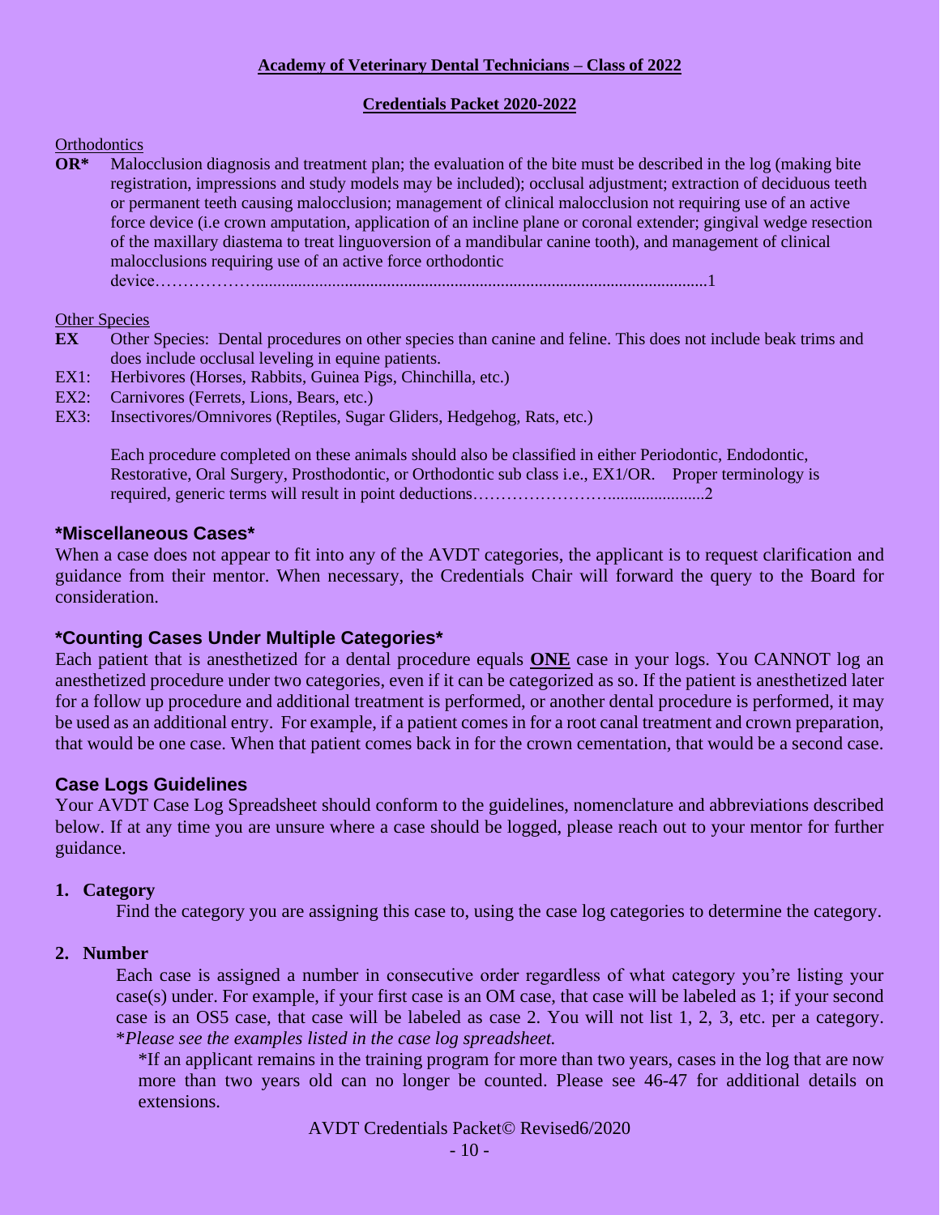Orthodontics

**OR*** Malocclusion diagnosis and treatment plan; the evaluation of the bite must be described in the log (making bite registration, impressions and study models may be included); occlusal adjustment; extraction of deciduous teeth or permanent teeth causing malocclusion; management of clinical malocclusion not requiring use of an active force device (i.e crown amputation, application of an incline plane or coronal extender; gingival wedge resection of the maxillary diastema to treat linguoversion of a mandibular canine tooth), and management of clinical malocclusions requiring use of an active force orthodontic device……………….........................................................................................................1

Other Species

**EX** Other Species: Dental procedures on other species than canine and feline. This does not include beak trims and does include occlusal leveling in equine patients.

EX1: Herbivores (Horses, Rabbits, Guinea Pigs, Chinchilla, etc.)

EX2: Carnivores (Ferrets, Lions, Bears, etc.)

EX3: Insectivores/Omnivores (Reptiles, Sugar Gliders, Hedgehog, Rats, etc.)

Each procedure completed on these animals should also be classified in either Periodontic, Endodontic, Restorative, Oral Surgery, Prosthodontic, or Orthodontic sub class i.e., EX1/OR. Proper terminology is required, generic terms will result in point deductions……………………......................2

### *Miscellaneous Cases*

When a case does not appear to fit into any of the AVDT categories, the applicant is to request clarification and guidance from their mentor. When necessary, the Credentials Chair will forward the query to the Board for consideration.

### *Counting Cases Under Multiple Categories*

Each patient that is anesthetized for a dental procedure equals **ONE** case in your logs. You CANNOT log an anesthetized procedure under two categories, even if it can be categorized as so. If the patient is anesthetized later for a follow up procedure and additional treatment is performed, or another dental procedure is performed, it may be used as an additional entry. For example, if a patient comes in for a root canal treatment and crown preparation, that would be one case. When that patient comes back in for the crown cementation, that would be a second case.

### Case Logs Guidelines

Your AVDT Case Log Spreadsheet should conform to the guidelines, nomenclature and abbreviations described below. If at any time you are unsure where a case should be logged, please reach out to your mentor for further guidance.

1. **Category**

   Find the category you are assigning this case to, using the case log categories to determine the category.

2. **Number**

   Each case is assigned a number in consecutive order regardless of what category you're listing your case(s) under. For example, if your first case is an OM case, that case will be labeled as 1; if your second case is an OS5 case, that case will be labeled as case 2. You will not list 1, 2, 3, etc. per a category. **Please see the examples listed in the case log spreadsheet.*

   *If an applicant remains in the training program for more than two years, cases in the log that are now more than two years old can no longer be counted. Please see 46-47 for additional details on extensions.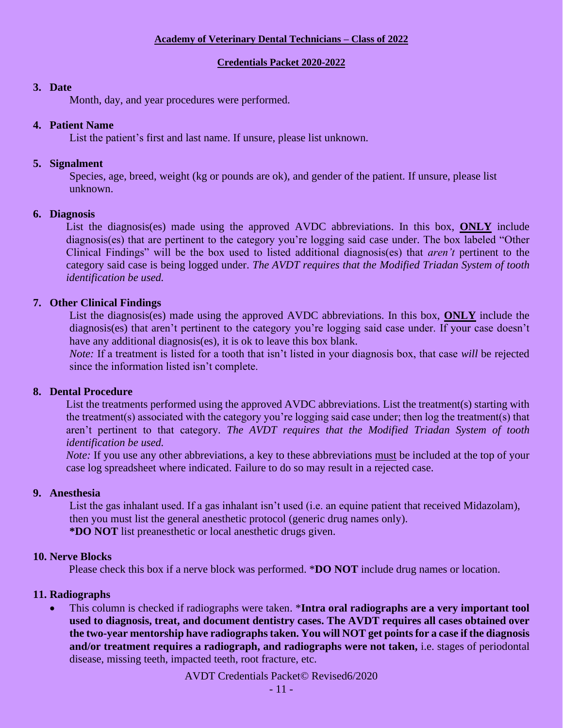**3. Date**

Month, day, and year procedures were performed.

**4. Patient Name**

List the patient's first and last name. If unsure, please list unknown.

**5. Signalment**

Species, age, breed, weight (kg or pounds are ok), and gender of the patient. If unsure, please list unknown.

**6. Diagnosis**

List the diagnosis(es) made using the approved AVDC abbreviations. In this box, **ONLY** include diagnosis(es) that are pertinent to the category you're logging said case under. The box labeled "Other Clinical Findings" will be the box used to listed additional diagnosis(es) that *aren't* pertinent to the category said case is being logged under. *The AVDT requires that the Modified Triadan System of tooth identification be used.*

**7. Other Clinical Findings**

List the diagnosis(es) made using the approved AVDC abbreviations. In this box, **ONLY** include the diagnosis(es) that aren't pertinent to the category you're logging said case under. If your case doesn't have any additional diagnosis(es), it is ok to leave this box blank.

*Note:* If a treatment is listed for a tooth that isn't listed in your diagnosis box, that case *will* be rejected since the information listed isn't complete.

**8. Dental Procedure**

List the treatments performed using the approved AVDC abbreviations. List the treatment(s) starting with the treatment(s) associated with the category you're logging said case under; then log the treatment(s) that aren't pertinent to that category. *The AVDT requires that the Modified Triadan System of tooth identification be used.*

*Note:* If you use any other abbreviations, a key to these abbreviations must be included at the top of your case log spreadsheet where indicated. Failure to do so may result in a rejected case.

**9. Anesthesia**

List the gas inhalant used. If a gas inhalant isn't used (i.e. an equine patient that received Midazolam), then you must list the general anesthetic protocol (generic drug names only).

***DO NOT** list preanesthetic or local anesthetic drugs given.

**10. Nerve Blocks**

Please check this box if a nerve block was performed. ***DO NOT** include drug names or location.

**11. Radiographs**

- This column is checked if radiographs were taken. ***Intra oral radiographs are a very important tool used to diagnosis, treat, and document dentistry cases. The AVDT requires all cases obtained over the two-year mentorship have radiographs taken. You will NOT get points for a case if the diagnosis and/or treatment requires a radiograph, and radiographs were not taken,** i.e. stages of periodontal disease, missing teeth, impacted teeth, root fracture, etc.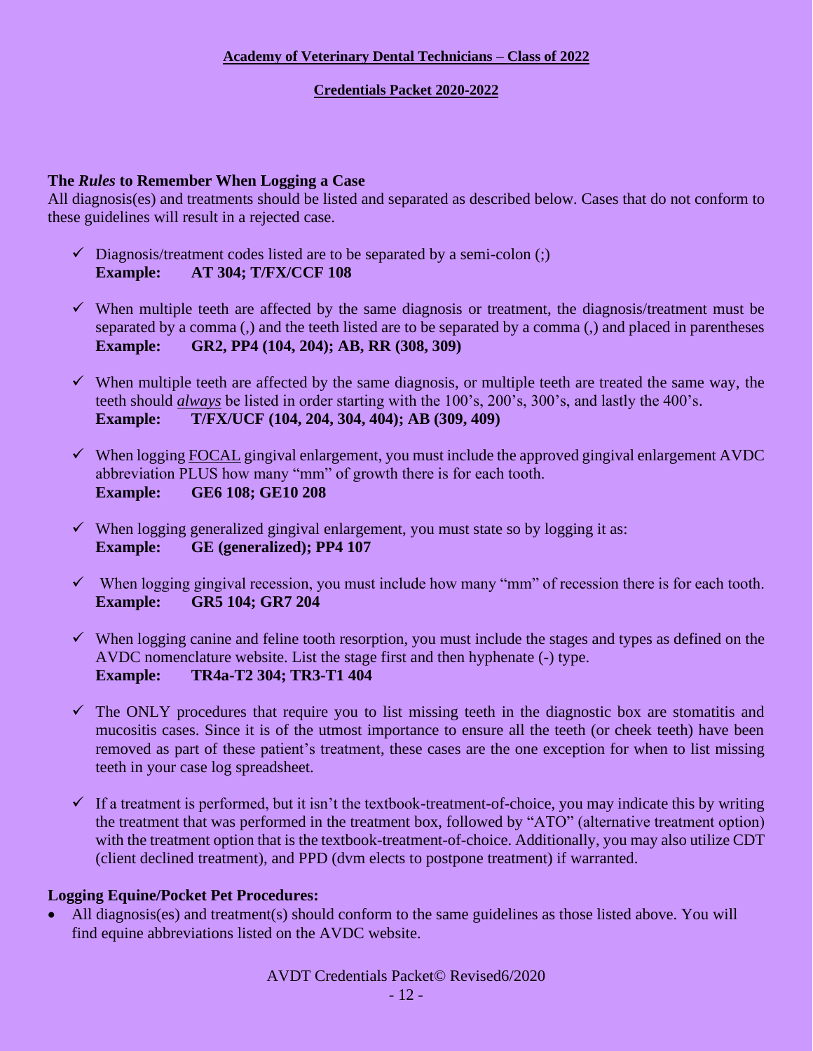## The *Rules* to Remember When Logging a Case

All diagnosis(es) and treatments should be listed and separated as described below. Cases that do not conform to these guidelines will result in a rejected case.

- ✓ Diagnosis/treatment codes listed are to be separated by a semi-colon (;)
  **Example: AT 304; T/FX/CCF 108**

- ✓ When multiple teeth are affected by the same diagnosis or treatment, the diagnosis/treatment must be separated by a comma (,) and the teeth listed are to be separated by a comma (,) and placed in parentheses
  **Example: GR2, PP4 (104, 204); AB, RR (308, 309)**

- ✓ When multiple teeth are affected by the same diagnosis, or multiple teeth are treated the same way, the teeth should ***always*** be listed in order starting with the 100's, 200's, 300's, and lastly the 400's.
  **Example: T/FX/UCF (104, 204, 304, 404); AB (309, 409)**

- ✓ When logging FOCAL gingival enlargement, you must include the approved gingival enlargement AVDC abbreviation PLUS how many "mm" of growth there is for each tooth.
  **Example: GE6 108; GE10 208**

- ✓ When logging generalized gingival enlargement, you must state so by logging it as:
  **Example: GE (generalized); PP4 107**

- ✓ When logging gingival recession, you must include how many "mm" of recession there is for each tooth.
  **Example: GR5 104; GR7 204**

- ✓ When logging canine and feline tooth resorption, you must include the stages and types as defined on the AVDC nomenclature website. List the stage first and then hyphenate (-) type.
  **Example: TR4a-T2 304; TR3-T1 404**

- ✓ The ONLY procedures that require you to list missing teeth in the diagnostic box are stomatitis and mucositis cases. Since it is of the utmost importance to ensure all the teeth (or cheek teeth) have been removed as part of these patient's treatment, these cases are the one exception for when to list missing teeth in your case log spreadsheet.

- ✓ If a treatment is performed, but it isn't the textbook-treatment-of-choice, you may indicate this by writing the treatment that was performed in the treatment box, followed by "ATO" (alternative treatment option) with the treatment option that is the textbook-treatment-of-choice. Additionally, you may also utilize CDT (client declined treatment), and PPD (dvm elects to postpone treatment) if warranted.

### Logging Equine/Pocket Pet Procedures:

- All diagnosis(es) and treatment(s) should conform to the same guidelines as those listed above. You will find equine abbreviations listed on the AVDC website.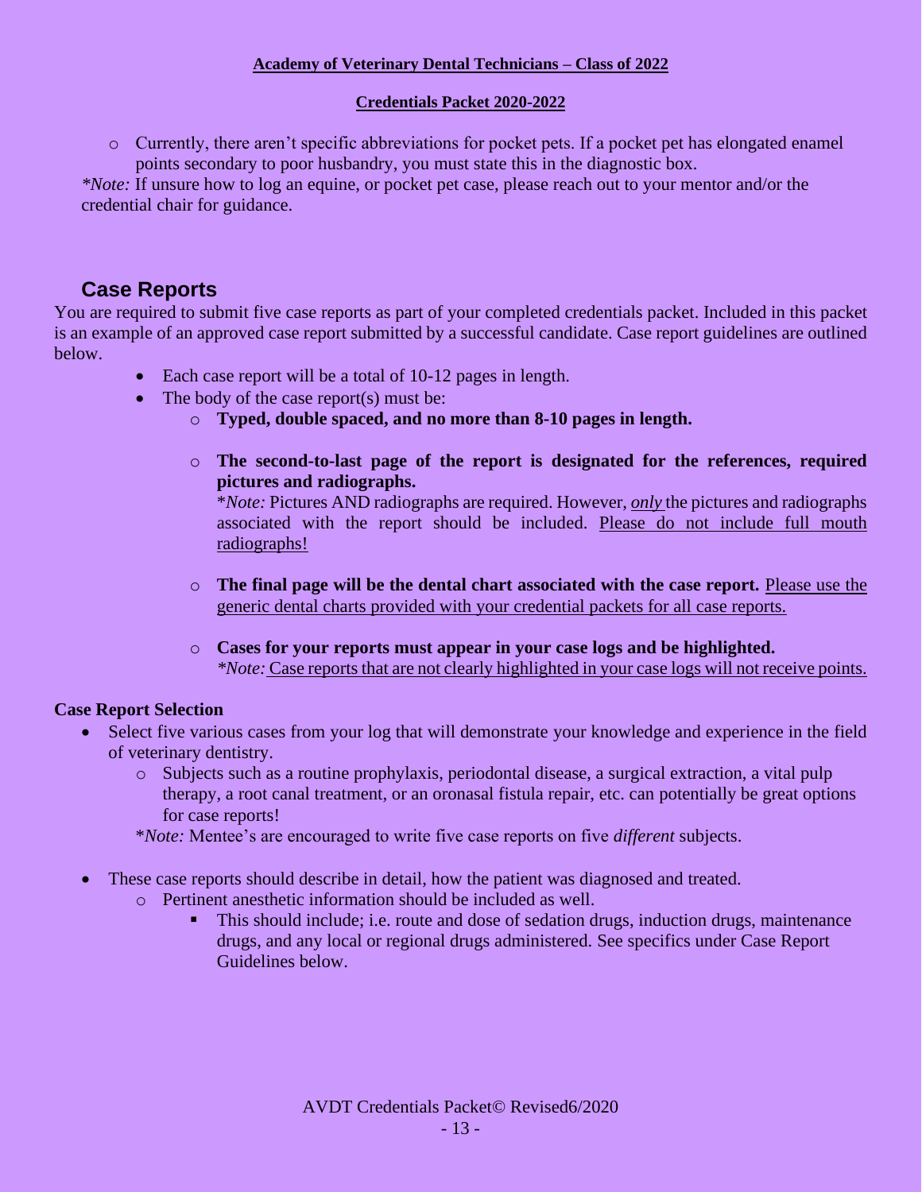- Currently, there aren't specific abbreviations for pocket pets. If a pocket pet has elongated enamel points secondary to poor husbandry, you must state this in the diagnostic box.

**Note:* If unsure how to log an equine, or pocket pet case, please reach out to your mentor and/or the credential chair for guidance.

## Case Reports

You are required to submit five case reports as part of your completed credentials packet. Included in this packet is an example of an approved case report submitted by a successful candidate. Case report guidelines are outlined below.

- Each case report will be a total of 10-12 pages in length.
- The body of the case report(s) must be:
  - **Typed, double spaced, and no more than 8-10 pages in length.**
  - **The second-to-last page of the report is designated for the references, required pictures and radiographs.**
    
    **Note:* Pictures AND radiographs are required. However, <u>*only*</u> the pictures and radiographs associated with the report should be included. <u>Please do not include full mouth radiographs!</u>
  - **The final page will be the dental chart associated with the case report.** <u>Please use the generic dental charts provided with your credential packets for all case reports.</u>
  - **Cases for your reports must appear in your case logs and be highlighted.**
    
    **Note:* <u>Case reports that are not clearly highlighted in your case logs will not receive points.</u>

**Case Report Selection**

- Select five various cases from your log that will demonstrate your knowledge and experience in the field of veterinary dentistry.
  - Subjects such as a routine prophylaxis, periodontal disease, a surgical extraction, a vital pulp therapy, a root canal treatment, or an oronasal fistula repair, etc. can potentially be great options for case reports!

  **Note:* Mentee's are encouraged to write five case reports on five *different* subjects.

- These case reports should describe in detail, how the patient was diagnosed and treated.
  - Pertinent anesthetic information should be included as well.
    - This should include; i.e. route and dose of sedation drugs, induction drugs, maintenance drugs, and any local or regional drugs administered. See specifics under Case Report Guidelines below.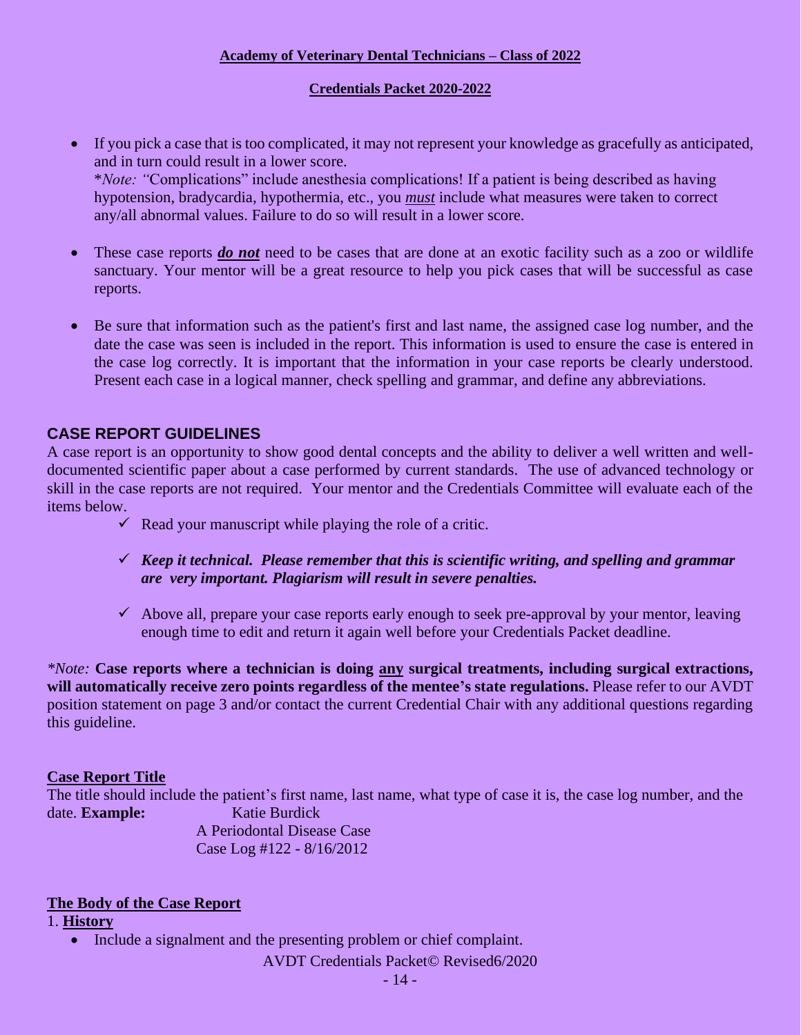- If you pick a case that is too complicated, it may not represent your knowledge as gracefully as anticipated, and in turn could result in a lower score.
  \**Note: "*Complications" include anesthesia complications! If a patient is being described as having hypotension, bradycardia, hypothermia, etc., you ***must*** include what measures were taken to correct any/all abnormal values. Failure to do so will result in a lower score.

- These case reports ***do not*** need to be cases that are done at an exotic facility such as a zoo or wildlife sanctuary. Your mentor will be a great resource to help you pick cases that will be successful as case reports.

- Be sure that information such as the patient's first and last name, the assigned case log number, and the date the case was seen is included in the report. This information is used to ensure the case is entered in the case log correctly. It is important that the information in your case reports be clearly understood. Present each case in a logical manner, check spelling and grammar, and define any abbreviations.

## CASE REPORT GUIDELINES

A case report is an opportunity to show good dental concepts and the ability to deliver a well written and well-documented scientific paper about a case performed by current standards. The use of advanced technology or skill in the case reports are not required. Your mentor and the Credentials Committee will evaluate each of the items below.

- ✓ Read your manuscript while playing the role of a critic.
- ✓ ***Keep it technical. Please remember that this is scientific writing, and spelling and grammar are very important. Plagiarism will result in severe penalties.***
- ✓ Above all, prepare your case reports early enough to seek pre-approval by your mentor, leaving enough time to edit and return it again well before your Credentials Packet deadline.

\**Note:* **Case reports where a technician is doing <u>any</u> surgical treatments, including surgical extractions, will automatically receive zero points regardless of the mentee's state regulations.** Please refer to our AVDT position statement on page 3 and/or contact the current Credential Chair with any additional questions regarding this guideline.

### Case Report Title

The title should include the patient's first name, last name, what type of case it is, the case log number, and the date. **Example:**

Katie Burdick
A Periodontal Disease Case
Case Log #122 - 8/16/2012

### The Body of the Case Report

1. **History**
   - Include a signalment and the presenting problem or chief complaint.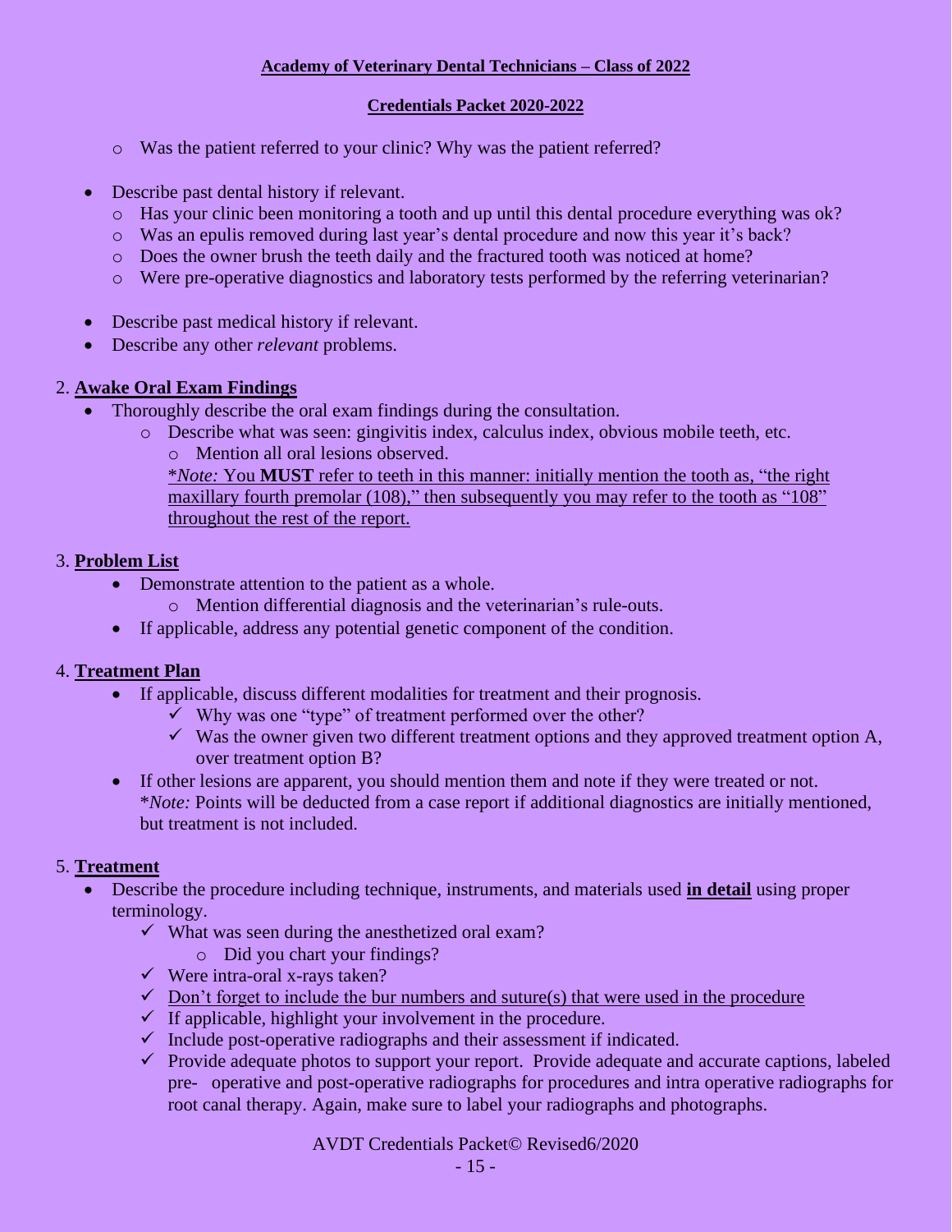- Was the patient referred to your clinic? Why was the patient referred?

- Describe past dental history if relevant.
  - Has your clinic been monitoring a tooth and up until this dental procedure everything was ok?
  - Was an epulis removed during last year's dental procedure and now this year it's back?
  - Does the owner brush the teeth daily and the fractured tooth was noticed at home?
  - Were pre-operative diagnostics and laboratory tests performed by the referring veterinarian?

- Describe past medical history if relevant.
- Describe any other *relevant* problems.

## 2. Awake Oral Exam Findings

- Thoroughly describe the oral exam findings during the consultation.
  - Describe what was seen: gingivitis index, calculus index, obvious mobile teeth, etc.
    - Mention all oral lesions observed.

    \**Note:* You **MUST** refer to teeth in this manner: initially mention the tooth as, "the right maxillary fourth premolar (108)," then subsequently you may refer to the tooth as "108" throughout the rest of the report.

## 3. Problem List

- Demonstrate attention to the patient as a whole.
  - Mention differential diagnosis and the veterinarian's rule-outs.
- If applicable, address any potential genetic component of the condition.

## 4. Treatment Plan

- If applicable, discuss different modalities for treatment and their prognosis.
  - ✓ Why was one "type" of treatment performed over the other?
  - ✓ Was the owner given two different treatment options and they approved treatment option A, over treatment option B?
- If other lesions are apparent, you should mention them and note if they were treated or not.
  \**Note:* Points will be deducted from a case report if additional diagnostics are initially mentioned, but treatment is not included.

## 5. Treatment

- Describe the procedure including technique, instruments, and materials used **in detail** using proper terminology.
  - ✓ What was seen during the anesthetized oral exam?
    - Did you chart your findings?
  - ✓ Were intra-oral x-rays taken?
  - ✓ Don't forget to include the bur numbers and suture(s) that were used in the procedure
  - ✓ If applicable, highlight your involvement in the procedure.
  - ✓ Include post-operative radiographs and their assessment if indicated.
  - ✓ Provide adequate photos to support your report. Provide adequate and accurate captions, labeled pre- operative and post-operative radiographs for procedures and intra operative radiographs for root canal therapy. Again, make sure to label your radiographs and photographs.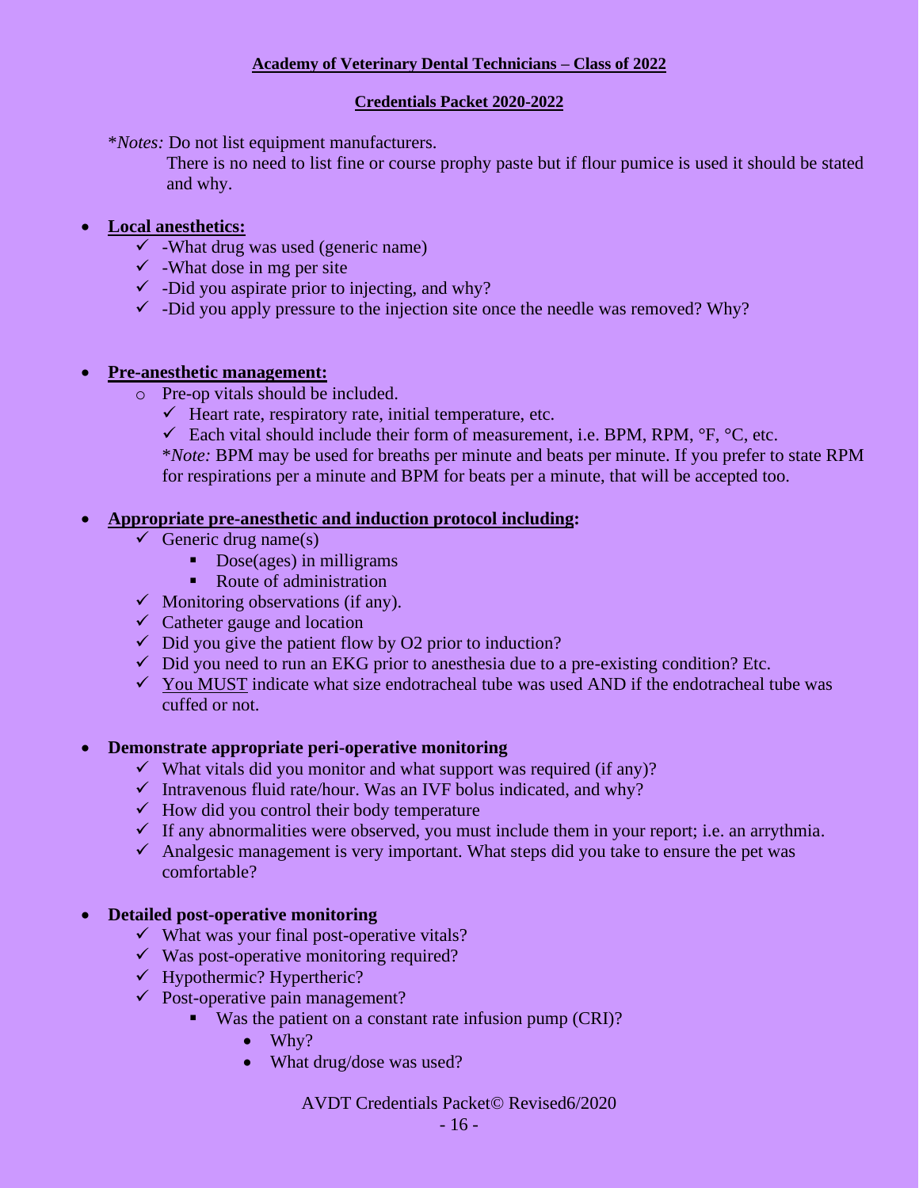**Academy of Veterinary Dental Technicians – Class of 2022**

**Credentials Packet 2020-2022**

*\*Notes:* Do not list equipment manufacturers.
There is no need to list fine or course prophy paste but if flour pumice is used it should be stated and why.

- **Local anesthetics:**
  - ✓ -What drug was used (generic name)
  - ✓ -What dose in mg per site
  - ✓ -Did you aspirate prior to injecting, and why?
  - ✓ -Did you apply pressure to the injection site once the needle was removed? Why?

- **Pre-anesthetic management:**
  - Pre-op vitals should be included.
    - ✓ Heart rate, respiratory rate, initial temperature, etc.
    - ✓ Each vital should include their form of measurement, i.e. BPM, RPM, °F, °C, etc.

    \**Note:* BPM may be used for breaths per minute and beats per minute. If you prefer to state RPM for respirations per a minute and BPM for beats per a minute, that will be accepted too.

- **Appropriate pre-anesthetic and induction protocol including:**
  - ✓ Generic drug name(s)
    - Dose(ages) in milligrams
    - Route of administration
  - ✓ Monitoring observations (if any).
  - ✓ Catheter gauge and location
  - ✓ Did you give the patient flow by O2 prior to induction?
  - ✓ Did you need to run an EKG prior to anesthesia due to a pre-existing condition? Etc.
  - ✓ You MUST indicate what size endotracheal tube was used AND if the endotracheal tube was cuffed or not.

- **Demonstrate appropriate peri-operative monitoring**
  - ✓ What vitals did you monitor and what support was required (if any)?
  - ✓ Intravenous fluid rate/hour. Was an IVF bolus indicated, and why?
  - ✓ How did you control their body temperature
  - ✓ If any abnormalities were observed, you must include them in your report; i.e. an arrythmia.
  - ✓ Analgesic management is very important. What steps did you take to ensure the pet was comfortable?

- **Detailed post-operative monitoring**
  - ✓ What was your final post-operative vitals?
  - ✓ Was post-operative monitoring required?
  - ✓ Hypothermic? Hypertheric?
  - ✓ Post-operative pain management?
    - Was the patient on a constant rate infusion pump (CRI)?
      - Why?
      - What drug/dose was used?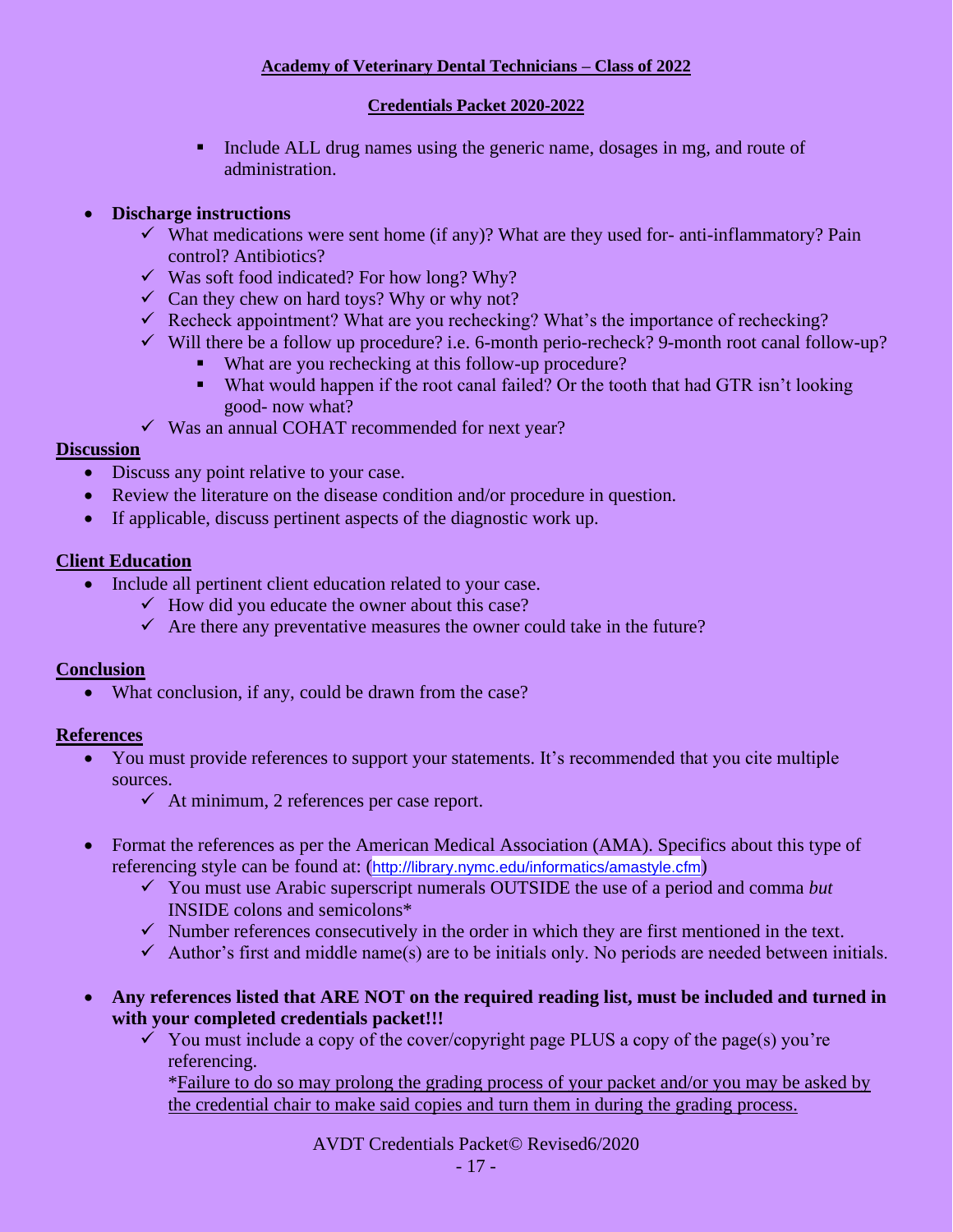- Include ALL drug names using the generic name, dosages in mg, and route of administration.

- **Discharge instructions**
  - ✓ What medications were sent home (if any)? What are they used for- anti-inflammatory? Pain control? Antibiotics?
  - ✓ Was soft food indicated? For how long? Why?
  - ✓ Can they chew on hard toys? Why or why not?
  - ✓ Recheck appointment? What are you rechecking? What's the importance of rechecking?
  - ✓ Will there be a follow up procedure? i.e. 6-month perio-recheck? 9-month root canal follow-up?
    - What are you rechecking at this follow-up procedure?
    - What would happen if the root canal failed? Or the tooth that had GTR isn't looking good- now what?
  - ✓ Was an annual COHAT recommended for next year?

## Discussion

- Discuss any point relative to your case.
- Review the literature on the disease condition and/or procedure in question.
- If applicable, discuss pertinent aspects of the diagnostic work up.

## Client Education

- Include all pertinent client education related to your case.
  - ✓ How did you educate the owner about this case?
  - ✓ Are there any preventative measures the owner could take in the future?

## Conclusion

- What conclusion, if any, could be drawn from the case?

## References

- You must provide references to support your statements. It's recommended that you cite multiple sources.
  - ✓ At minimum, 2 references per case report.

- Format the references as per the American Medical Association (AMA). Specifics about this type of referencing style can be found at: (http://library.nymc.edu/informatics/amastyle.cfm)
  - ✓ You must use Arabic superscript numerals OUTSIDE the use of a period and comma *but* INSIDE colons and semicolons*
  - ✓ Number references consecutively in the order in which they are first mentioned in the text.
  - ✓ Author's first and middle name(s) are to be initials only. No periods are needed between initials.

- **Any references listed that ARE NOT on the required reading list, must be included and turned in with your completed credentials packet!!!**
  - ✓ You must include a copy of the cover/copyright page PLUS a copy of the page(s) you're referencing.
    *Failure to do so may prolong the grading process of your packet and/or you may be asked by the credential chair to make said copies and turn them in during the grading process.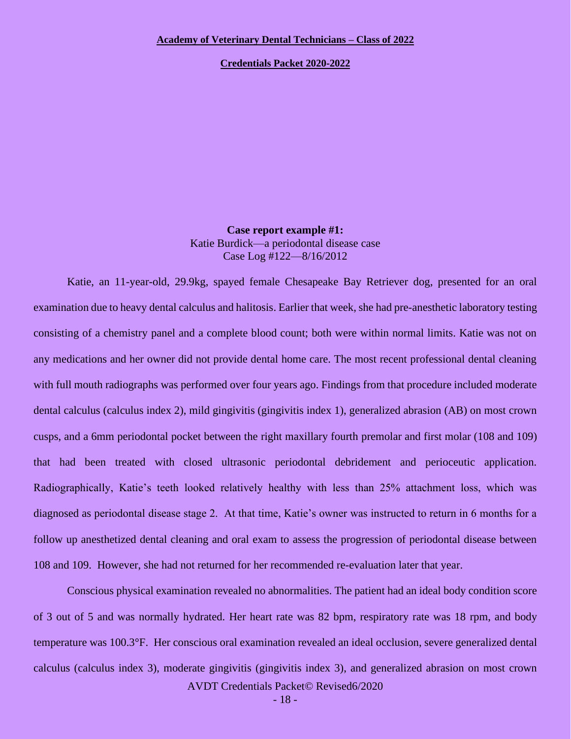**Case report example #1:**

Katie Burdick—a periodontal disease case

Case Log #122—8/16/2012

Katie, an 11-year-old, 29.9kg, spayed female Chesapeake Bay Retriever dog, presented for an oral examination due to heavy dental calculus and halitosis. Earlier that week, she had pre-anesthetic laboratory testing consisting of a chemistry panel and a complete blood count; both were within normal limits. Katie was not on any medications and her owner did not provide dental home care. The most recent professional dental cleaning with full mouth radiographs was performed over four years ago. Findings from that procedure included moderate dental calculus (calculus index 2), mild gingivitis (gingivitis index 1), generalized abrasion (AB) on most crown cusps, and a 6mm periodontal pocket between the right maxillary fourth premolar and first molar (108 and 109) that had been treated with closed ultrasonic periodontal debridement and perioceutic application. Radiographically, Katie's teeth looked relatively healthy with less than 25% attachment loss, which was diagnosed as periodontal disease stage 2. At that time, Katie's owner was instructed to return in 6 months for a follow up anesthetized dental cleaning and oral exam to assess the progression of periodontal disease between 108 and 109. However, she had not returned for her recommended re-evaluation later that year.

Conscious physical examination revealed no abnormalities. The patient had an ideal body condition score of 3 out of 5 and was normally hydrated. Her heart rate was 82 bpm, respiratory rate was 18 rpm, and body temperature was 100.3°F. Her conscious oral examination revealed an ideal occlusion, severe generalized dental calculus (calculus index 3), moderate gingivitis (gingivitis index 3), and generalized abrasion on most crown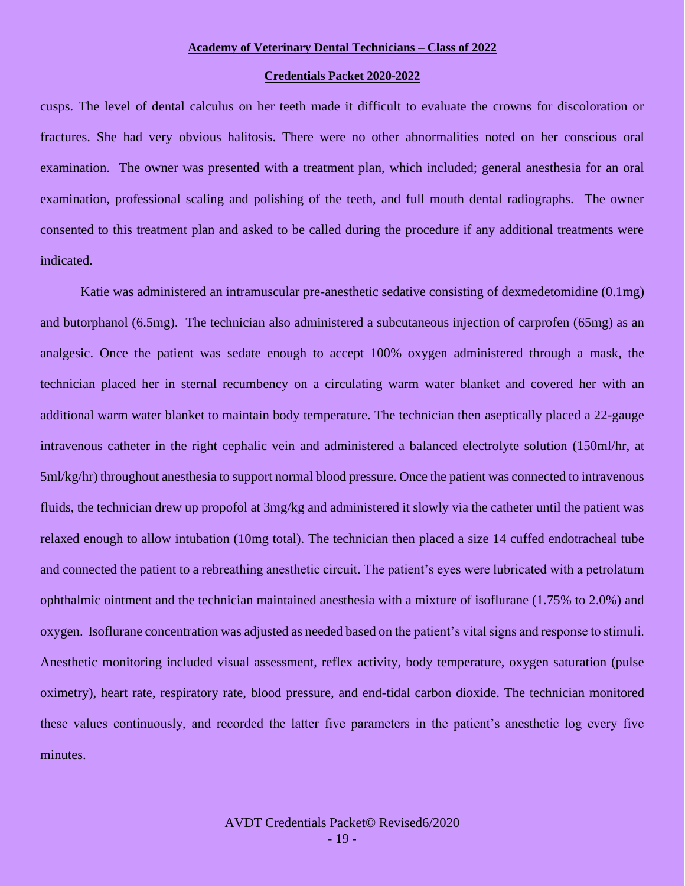cusps. The level of dental calculus on her teeth made it difficult to evaluate the crowns for discoloration or fractures. She had very obvious halitosis. There were no other abnormalities noted on her conscious oral examination. The owner was presented with a treatment plan, which included; general anesthesia for an oral examination, professional scaling and polishing of the teeth, and full mouth dental radiographs. The owner consented to this treatment plan and asked to be called during the procedure if any additional treatments were indicated.

Katie was administered an intramuscular pre-anesthetic sedative consisting of dexmedetomidine (0.1mg) and butorphanol (6.5mg). The technician also administered a subcutaneous injection of carprofen (65mg) as an analgesic. Once the patient was sedate enough to accept 100% oxygen administered through a mask, the technician placed her in sternal recumbency on a circulating warm water blanket and covered her with an additional warm water blanket to maintain body temperature. The technician then aseptically placed a 22-gauge intravenous catheter in the right cephalic vein and administered a balanced electrolyte solution (150ml/hr, at 5ml/kg/hr) throughout anesthesia to support normal blood pressure. Once the patient was connected to intravenous fluids, the technician drew up propofol at 3mg/kg and administered it slowly via the catheter until the patient was relaxed enough to allow intubation (10mg total). The technician then placed a size 14 cuffed endotracheal tube and connected the patient to a rebreathing anesthetic circuit. The patient's eyes were lubricated with a petrolatum ophthalmic ointment and the technician maintained anesthesia with a mixture of isoflurane (1.75% to 2.0%) and oxygen. Isoflurane concentration was adjusted as needed based on the patient's vital signs and response to stimuli. Anesthetic monitoring included visual assessment, reflex activity, body temperature, oxygen saturation (pulse oximetry), heart rate, respiratory rate, blood pressure, and end-tidal carbon dioxide. The technician monitored these values continuously, and recorded the latter five parameters in the patient's anesthetic log every five minutes.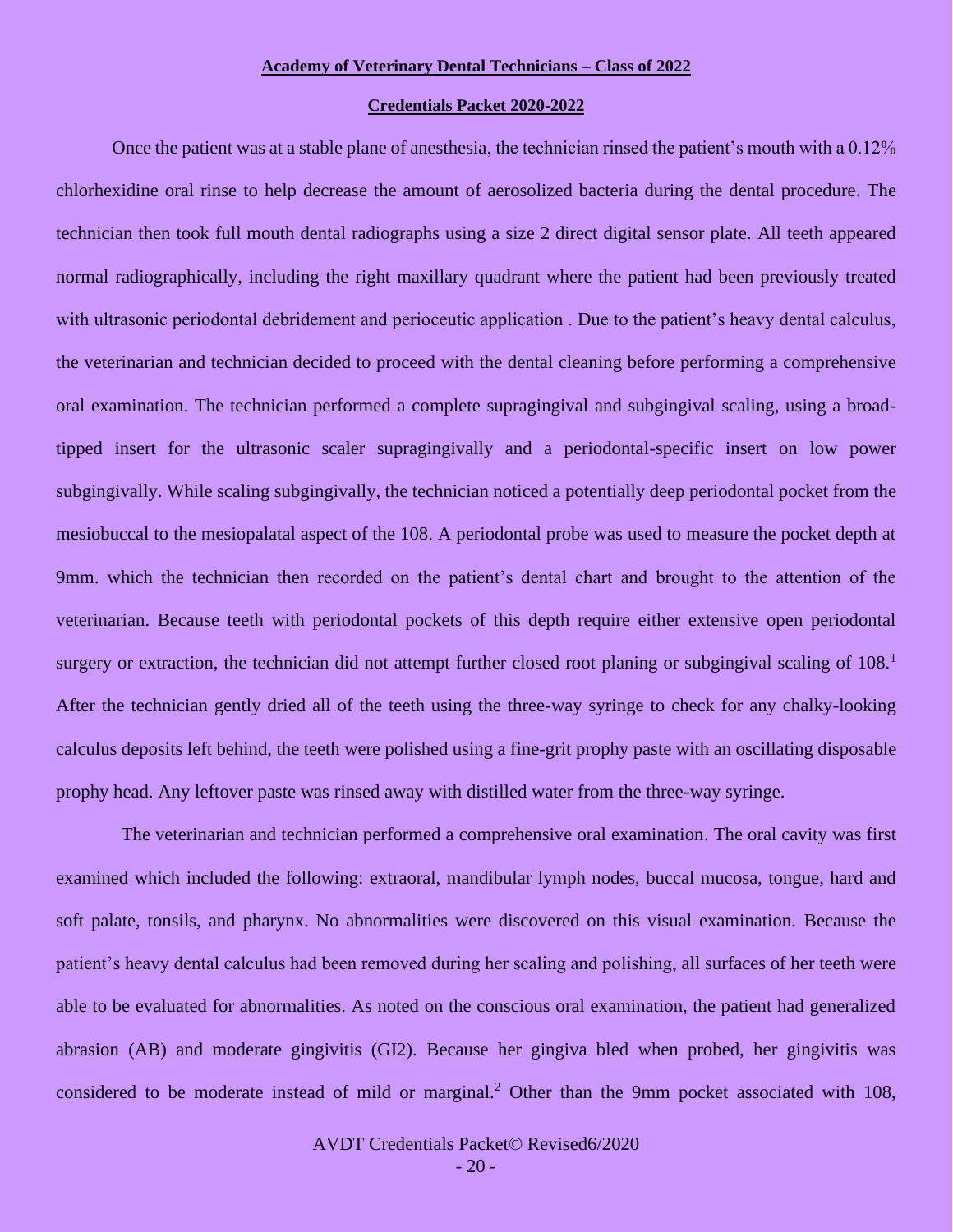Once the patient was at a stable plane of anesthesia, the technician rinsed the patient's mouth with a 0.12% chlorhexidine oral rinse to help decrease the amount of aerosolized bacteria during the dental procedure. The technician then took full mouth dental radiographs using a size 2 direct digital sensor plate. All teeth appeared normal radiographically, including the right maxillary quadrant where the patient had been previously treated with ultrasonic periodontal debridement and perioceutic application . Due to the patient's heavy dental calculus, the veterinarian and technician decided to proceed with the dental cleaning before performing a comprehensive oral examination. The technician performed a complete supragingival and subgingival scaling, using a broad-tipped insert for the ultrasonic scaler supragingivally and a periodontal-specific insert on low power subgingivally. While scaling subgingivally, the technician noticed a potentially deep periodontal pocket from the mesiobuccal to the mesiopalatal aspect of the 108. A periodontal probe was used to measure the pocket depth at 9mm. which the technician then recorded on the patient's dental chart and brought to the attention of the veterinarian. Because teeth with periodontal pockets of this depth require either extensive open periodontal surgery or extraction, the technician did not attempt further closed root planing or subgingival scaling of 108.[1] After the technician gently dried all of the teeth using the three-way syringe to check for any chalky-looking calculus deposits left behind, the teeth were polished using a fine-grit prophy paste with an oscillating disposable prophy head. Any leftover paste was rinsed away with distilled water from the three-way syringe.

The veterinarian and technician performed a comprehensive oral examination. The oral cavity was first examined which included the following: extraoral, mandibular lymph nodes, buccal mucosa, tongue, hard and soft palate, tonsils, and pharynx. No abnormalities were discovered on this visual examination. Because the patient's heavy dental calculus had been removed during her scaling and polishing, all surfaces of her teeth were able to be evaluated for abnormalities. As noted on the conscious oral examination, the patient had generalized abrasion (AB) and moderate gingivitis (GI2). Because her gingiva bled when probed, her gingivitis was considered to be moderate instead of mild or marginal.[2] Other than the 9mm pocket associated with 108,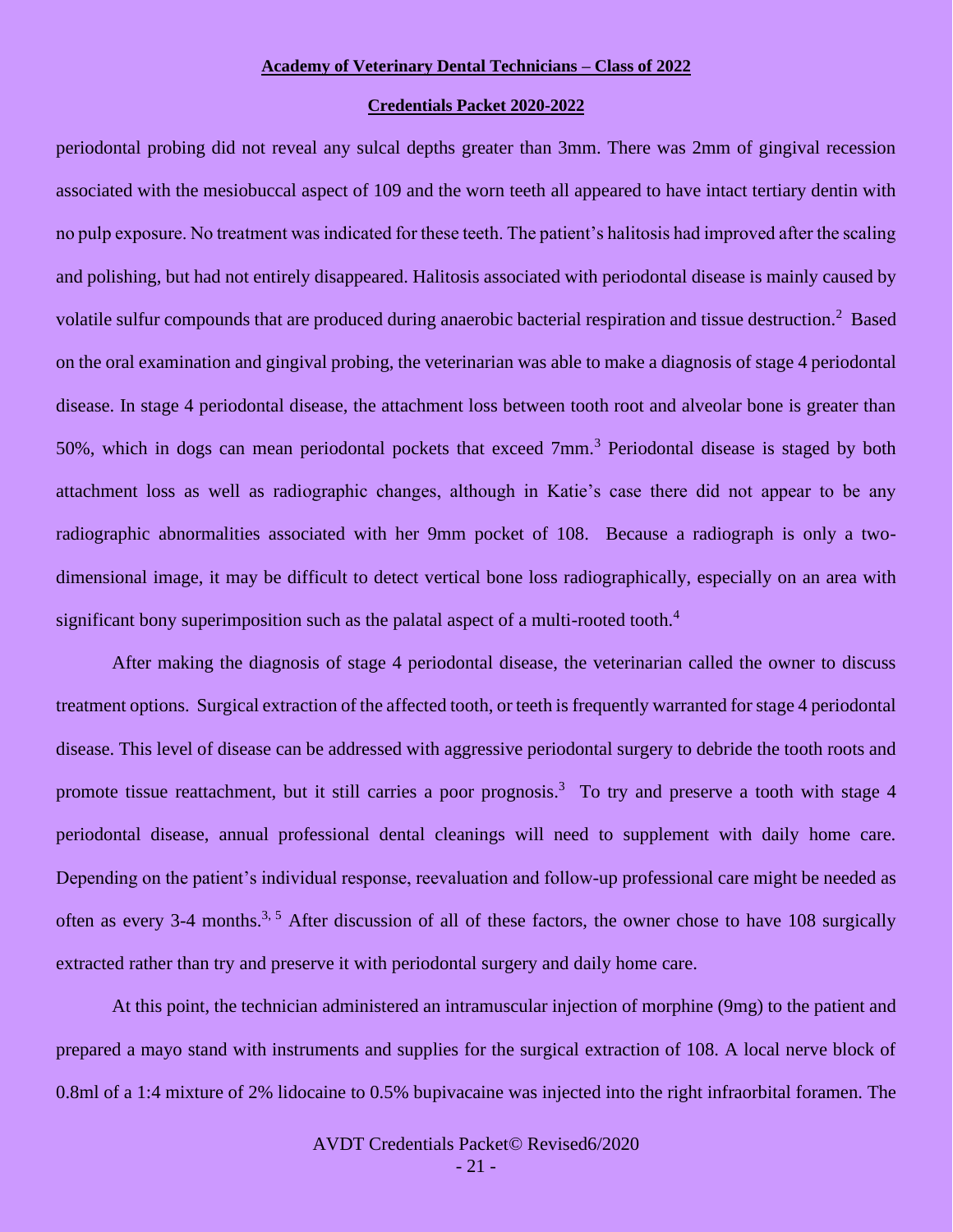periodontal probing did not reveal any sulcal depths greater than 3mm. There was 2mm of gingival recession associated with the mesiobuccal aspect of 109 and the worn teeth all appeared to have intact tertiary dentin with no pulp exposure. No treatment was indicated for these teeth. The patient's halitosis had improved after the scaling and polishing, but had not entirely disappeared. Halitosis associated with periodontal disease is mainly caused by volatile sulfur compounds that are produced during anaerobic bacterial respiration and tissue destruction.[2] Based on the oral examination and gingival probing, the veterinarian was able to make a diagnosis of stage 4 periodontal disease. In stage 4 periodontal disease, the attachment loss between tooth root and alveolar bone is greater than 50%, which in dogs can mean periodontal pockets that exceed 7mm.[3] Periodontal disease is staged by both attachment loss as well as radiographic changes, although in Katie's case there did not appear to be any radiographic abnormalities associated with her 9mm pocket of 108. Because a radiograph is only a two-dimensional image, it may be difficult to detect vertical bone loss radiographically, especially on an area with significant bony superimposition such as the palatal aspect of a multi-rooted tooth.[4]

After making the diagnosis of stage 4 periodontal disease, the veterinarian called the owner to discuss treatment options. Surgical extraction of the affected tooth, or teeth is frequently warranted for stage 4 periodontal disease. This level of disease can be addressed with aggressive periodontal surgery to debride the tooth roots and promote tissue reattachment, but it still carries a poor prognosis.[3] To try and preserve a tooth with stage 4 periodontal disease, annual professional dental cleanings will need to supplement with daily home care. Depending on the patient's individual response, reevaluation and follow-up professional care might be needed as often as every 3-4 months.[3, 5] After discussion of all of these factors, the owner chose to have 108 surgically extracted rather than try and preserve it with periodontal surgery and daily home care.

At this point, the technician administered an intramuscular injection of morphine (9mg) to the patient and prepared a mayo stand with instruments and supplies for the surgical extraction of 108. A local nerve block of 0.8ml of a 1:4 mixture of 2% lidocaine to 0.5% bupivacaine was injected into the right infraorbital foramen. The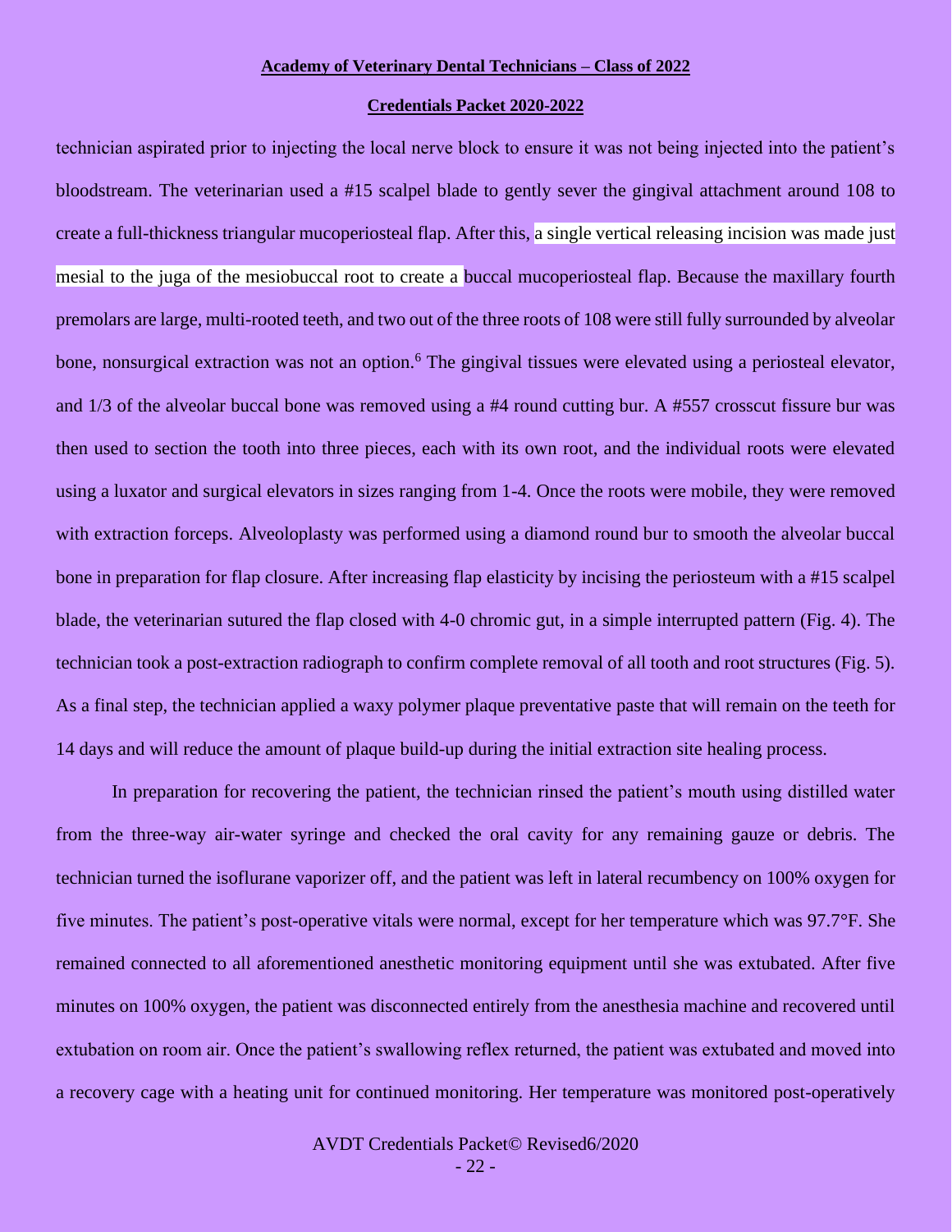technician aspirated prior to injecting the local nerve block to ensure it was not being injected into the patient's bloodstream. The veterinarian used a #15 scalpel blade to gently sever the gingival attachment around 108 to create a full-thickness triangular mucoperiosteal flap. After this, a single vertical releasing incision was made just mesial to the juga of the mesiobuccal root to create a buccal mucoperiosteal flap. Because the maxillary fourth premolars are large, multi-rooted teeth, and two out of the three roots of 108 were still fully surrounded by alveolar bone, nonsurgical extraction was not an option.[6] The gingival tissues were elevated using a periosteal elevator, and 1/3 of the alveolar buccal bone was removed using a #4 round cutting bur. A #557 crosscut fissure bur was then used to section the tooth into three pieces, each with its own root, and the individual roots were elevated using a luxator and surgical elevators in sizes ranging from 1-4. Once the roots were mobile, they were removed with extraction forceps. Alveoloplasty was performed using a diamond round bur to smooth the alveolar buccal bone in preparation for flap closure. After increasing flap elasticity by incising the periosteum with a #15 scalpel blade, the veterinarian sutured the flap closed with 4-0 chromic gut, in a simple interrupted pattern (Fig. 4). The technician took a post-extraction radiograph to confirm complete removal of all tooth and root structures (Fig. 5). As a final step, the technician applied a waxy polymer plaque preventative paste that will remain on the teeth for 14 days and will reduce the amount of plaque build-up during the initial extraction site healing process.

In preparation for recovering the patient, the technician rinsed the patient's mouth using distilled water from the three-way air-water syringe and checked the oral cavity for any remaining gauze or debris. The technician turned the isoflurane vaporizer off, and the patient was left in lateral recumbency on 100% oxygen for five minutes. The patient's post-operative vitals were normal, except for her temperature which was 97.7°F. She remained connected to all aforementioned anesthetic monitoring equipment until she was extubated. After five minutes on 100% oxygen, the patient was disconnected entirely from the anesthesia machine and recovered until extubation on room air. Once the patient's swallowing reflex returned, the patient was extubated and moved into a recovery cage with a heating unit for continued monitoring. Her temperature was monitored post-operatively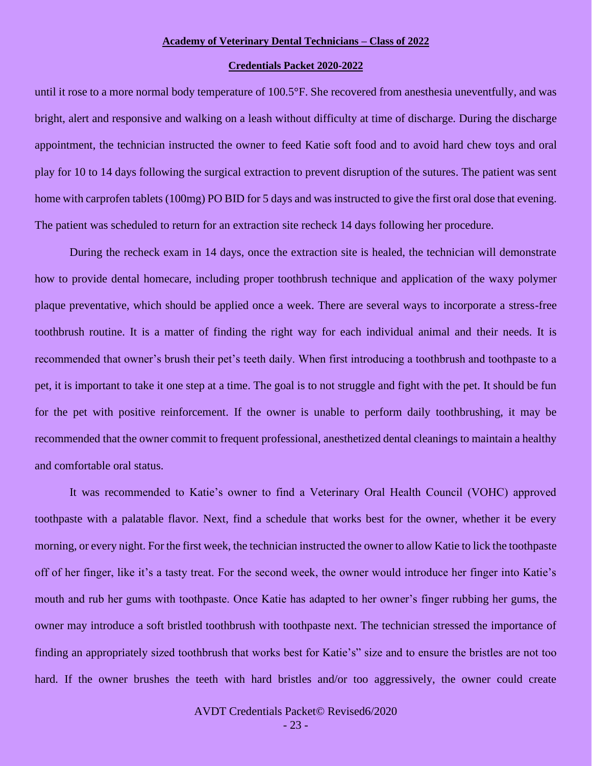until it rose to a more normal body temperature of 100.5°F. She recovered from anesthesia uneventfully, and was bright, alert and responsive and walking on a leash without difficulty at time of discharge. During the discharge appointment, the technician instructed the owner to feed Katie soft food and to avoid hard chew toys and oral play for 10 to 14 days following the surgical extraction to prevent disruption of the sutures. The patient was sent home with carprofen tablets (100mg) PO BID for 5 days and was instructed to give the first oral dose that evening. The patient was scheduled to return for an extraction site recheck 14 days following her procedure.

During the recheck exam in 14 days, once the extraction site is healed, the technician will demonstrate how to provide dental homecare, including proper toothbrush technique and application of the waxy polymer plaque preventative, which should be applied once a week. There are several ways to incorporate a stress-free toothbrush routine. It is a matter of finding the right way for each individual animal and their needs. It is recommended that owner's brush their pet's teeth daily. When first introducing a toothbrush and toothpaste to a pet, it is important to take it one step at a time. The goal is to not struggle and fight with the pet. It should be fun for the pet with positive reinforcement. If the owner is unable to perform daily toothbrushing, it may be recommended that the owner commit to frequent professional, anesthetized dental cleanings to maintain a healthy and comfortable oral status.

It was recommended to Katie's owner to find a Veterinary Oral Health Council (VOHC) approved toothpaste with a palatable flavor. Next, find a schedule that works best for the owner, whether it be every morning, or every night. For the first week, the technician instructed the owner to allow Katie to lick the toothpaste off of her finger, like it's a tasty treat. For the second week, the owner would introduce her finger into Katie's mouth and rub her gums with toothpaste. Once Katie has adapted to her owner's finger rubbing her gums, the owner may introduce a soft bristled toothbrush with toothpaste next. The technician stressed the importance of finding an appropriately sized toothbrush that works best for Katie's" size and to ensure the bristles are not too hard. If the owner brushes the teeth with hard bristles and/or too aggressively, the owner could create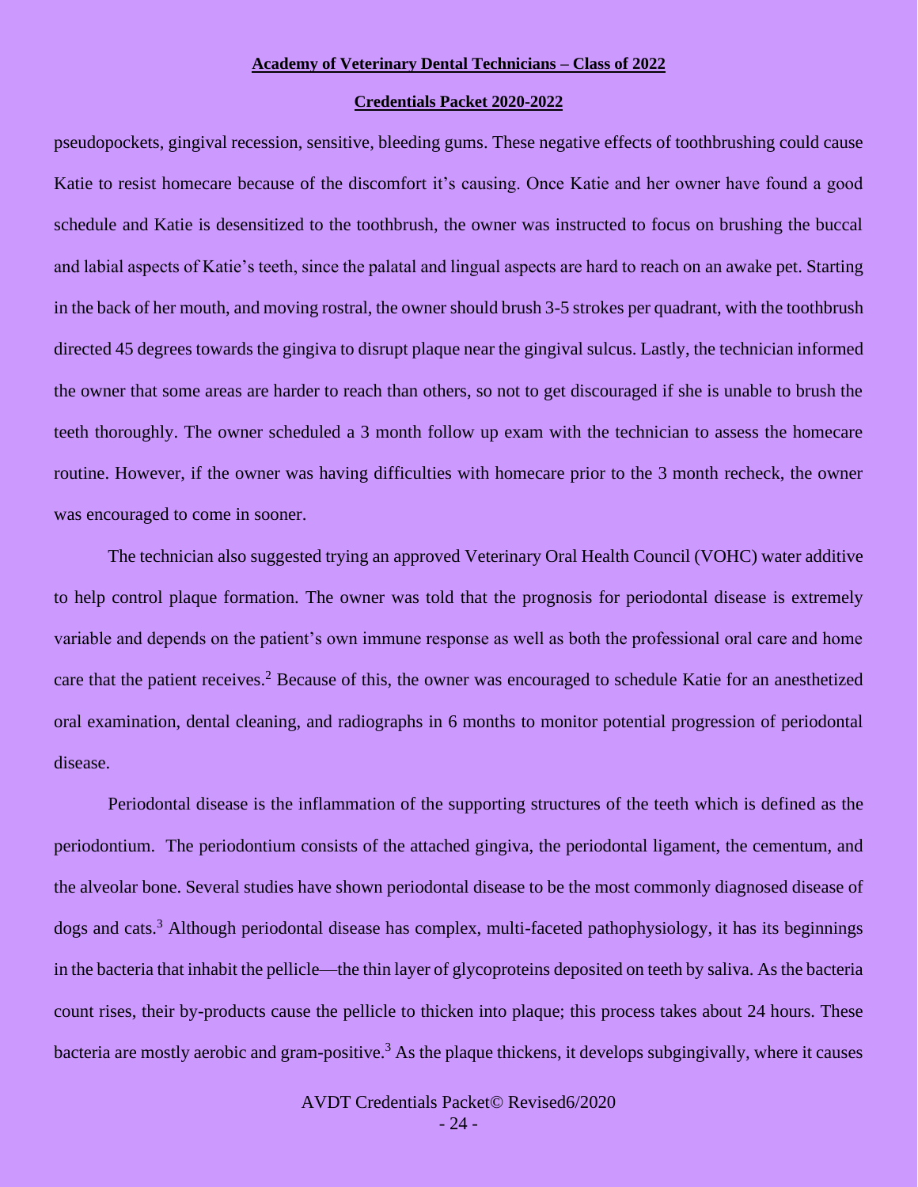pseudopockets, gingival recession, sensitive, bleeding gums. These negative effects of toothbrushing could cause Katie to resist homecare because of the discomfort it's causing. Once Katie and her owner have found a good schedule and Katie is desensitized to the toothbrush, the owner was instructed to focus on brushing the buccal and labial aspects of Katie's teeth, since the palatal and lingual aspects are hard to reach on an awake pet. Starting in the back of her mouth, and moving rostral, the owner should brush 3-5 strokes per quadrant, with the toothbrush directed 45 degrees towards the gingiva to disrupt plaque near the gingival sulcus. Lastly, the technician informed the owner that some areas are harder to reach than others, so not to get discouraged if she is unable to brush the teeth thoroughly. The owner scheduled a 3 month follow up exam with the technician to assess the homecare routine. However, if the owner was having difficulties with homecare prior to the 3 month recheck, the owner was encouraged to come in sooner.

The technician also suggested trying an approved Veterinary Oral Health Council (VOHC) water additive to help control plaque formation. The owner was told that the prognosis for periodontal disease is extremely variable and depends on the patient's own immune response as well as both the professional oral care and home care that the patient receives.[2] Because of this, the owner was encouraged to schedule Katie for an anesthetized oral examination, dental cleaning, and radiographs in 6 months to monitor potential progression of periodontal disease.

Periodontal disease is the inflammation of the supporting structures of the teeth which is defined as the periodontium. The periodontium consists of the attached gingiva, the periodontal ligament, the cementum, and the alveolar bone. Several studies have shown periodontal disease to be the most commonly diagnosed disease of dogs and cats.[3] Although periodontal disease has complex, multi-faceted pathophysiology, it has its beginnings in the bacteria that inhabit the pellicle—the thin layer of glycoproteins deposited on teeth by saliva. As the bacteria count rises, their by-products cause the pellicle to thicken into plaque; this process takes about 24 hours. These bacteria are mostly aerobic and gram-positive.[3] As the plaque thickens, it develops subgingivally, where it causes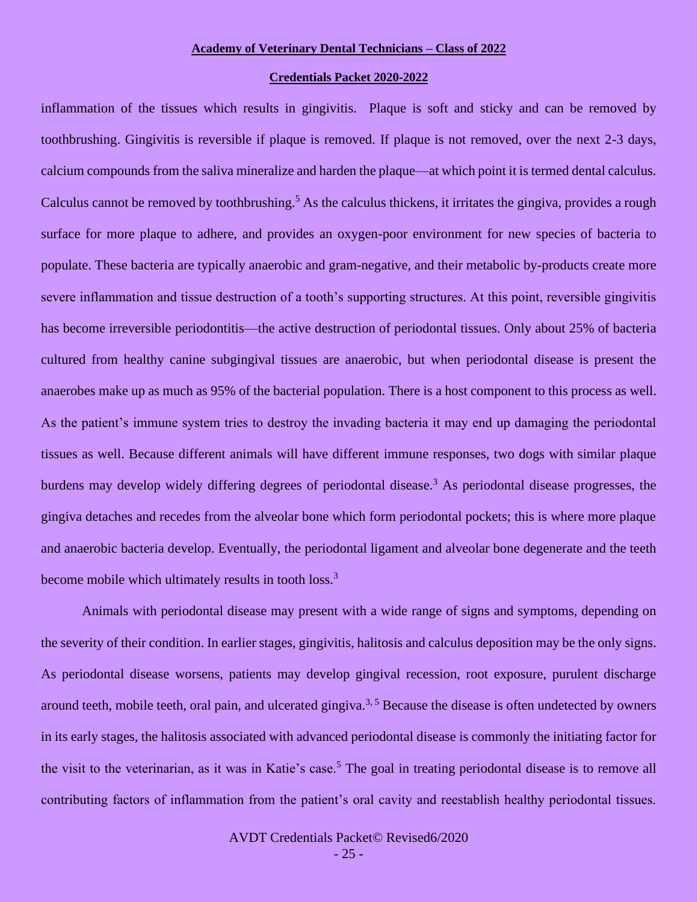inflammation of the tissues which results in gingivitis. Plaque is soft and sticky and can be removed by toothbrushing. Gingivitis is reversible if plaque is removed. If plaque is not removed, over the next 2-3 days, calcium compounds from the saliva mineralize and harden the plaque—at which point it is termed dental calculus. Calculus cannot be removed by toothbrushing.[5] As the calculus thickens, it irritates the gingiva, provides a rough surface for more plaque to adhere, and provides an oxygen-poor environment for new species of bacteria to populate. These bacteria are typically anaerobic and gram-negative, and their metabolic by-products create more severe inflammation and tissue destruction of a tooth's supporting structures. At this point, reversible gingivitis has become irreversible periodontitis—the active destruction of periodontal tissues. Only about 25% of bacteria cultured from healthy canine subgingival tissues are anaerobic, but when periodontal disease is present the anaerobes make up as much as 95% of the bacterial population. There is a host component to this process as well. As the patient's immune system tries to destroy the invading bacteria it may end up damaging the periodontal tissues as well. Because different animals will have different immune responses, two dogs with similar plaque burdens may develop widely differing degrees of periodontal disease.[3] As periodontal disease progresses, the gingiva detaches and recedes from the alveolar bone which form periodontal pockets; this is where more plaque and anaerobic bacteria develop. Eventually, the periodontal ligament and alveolar bone degenerate and the teeth become mobile which ultimately results in tooth loss.[3]

Animals with periodontal disease may present with a wide range of signs and symptoms, depending on the severity of their condition. In earlier stages, gingivitis, halitosis and calculus deposition may be the only signs. As periodontal disease worsens, patients may develop gingival recession, root exposure, purulent discharge around teeth, mobile teeth, oral pain, and ulcerated gingiva.[3, 5] Because the disease is often undetected by owners in its early stages, the halitosis associated with advanced periodontal disease is commonly the initiating factor for the visit to the veterinarian, as it was in Katie's case.[5] The goal in treating periodontal disease is to remove all contributing factors of inflammation from the patient's oral cavity and reestablish healthy periodontal tissues.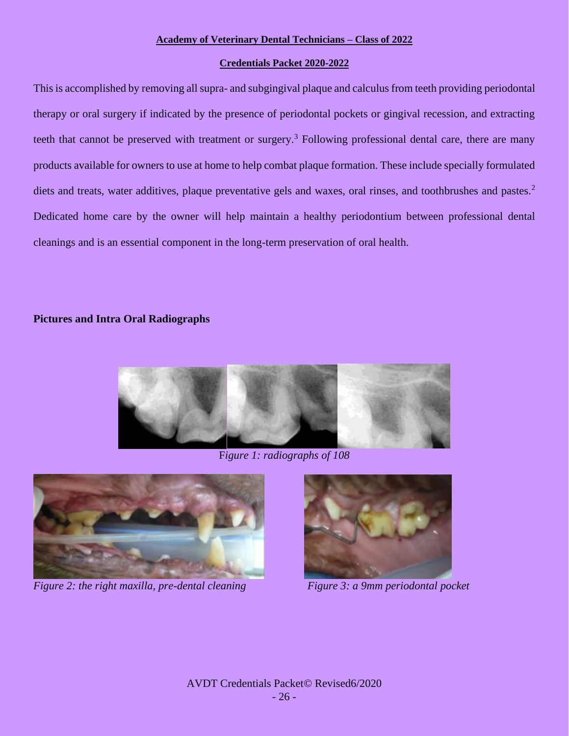This is accomplished by removing all supra- and subgingival plaque and calculus from teeth providing periodontal therapy or oral surgery if indicated by the presence of periodontal pockets or gingival recession, and extracting teeth that cannot be preserved with treatment or surgery.[3] Following professional dental care, there are many products available for owners to use at home to help combat plaque formation. These include specially formulated diets and treats, water additives, plaque preventative gels and waxes, oral rinses, and toothbrushes and pastes.[2] Dedicated home care by the owner will help maintain a healthy periodontium between professional dental cleanings and is an essential component in the long-term preservation of oral health.

**Pictures and Intra Oral Radiographs**

*Figure 1: radiographs of 108*

*Figure 2: the right maxilla, pre-dental cleaning*

*Figure 3: a 9mm periodontal pocket*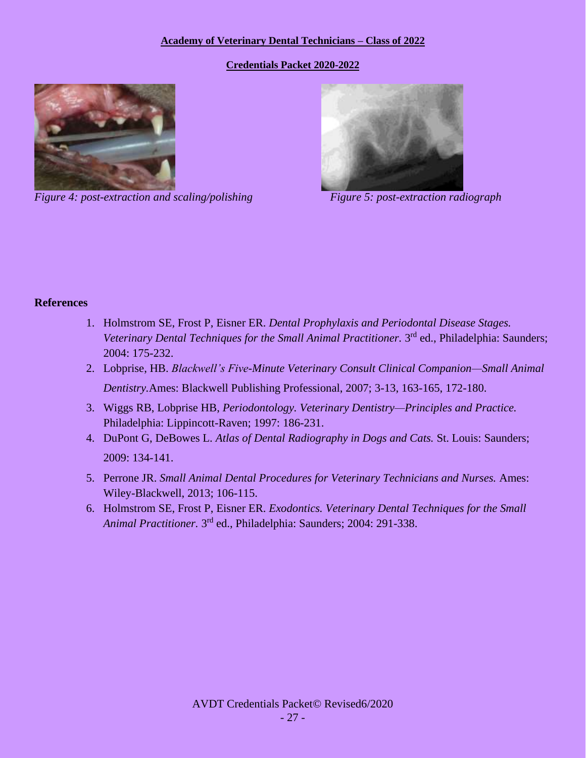**Academy of Veterinary Dental Technicians – Class of 2022**

**Credentials Packet 2020-2022**

*Figure 4: post-extraction and scaling/polishing*

*Figure 5: post-extraction radiograph*

## References

1. Holmstrom SE, Frost P, Eisner ER. *Dental Prophylaxis and Periodontal Disease Stages. Veterinary Dental Techniques for the Small Animal Practitioner.* 3rd ed., Philadelphia: Saunders; 2004: 175-232.
2. Lobprise, HB. *Blackwell's Five-Minute Veterinary Consult Clinical Companion—Small Animal Dentistry.*Ames: Blackwell Publishing Professional, 2007; 3-13, 163-165, 172-180.
3. Wiggs RB, Lobprise HB, *Periodontology. Veterinary Dentistry—Principles and Practice.* Philadelphia: Lippincott-Raven; 1997: 186-231.
4. DuPont G, DeBowes L. *Atlas of Dental Radiography in Dogs and Cats.* St. Louis: Saunders; 2009: 134-141.
5. Perrone JR. *Small Animal Dental Procedures for Veterinary Technicians and Nurses.* Ames: Wiley-Blackwell, 2013; 106-115.
6. Holmstrom SE, Frost P, Eisner ER. *Exodontics. Veterinary Dental Techniques for the Small Animal Practitioner.* 3rd ed., Philadelphia: Saunders; 2004: 291-338.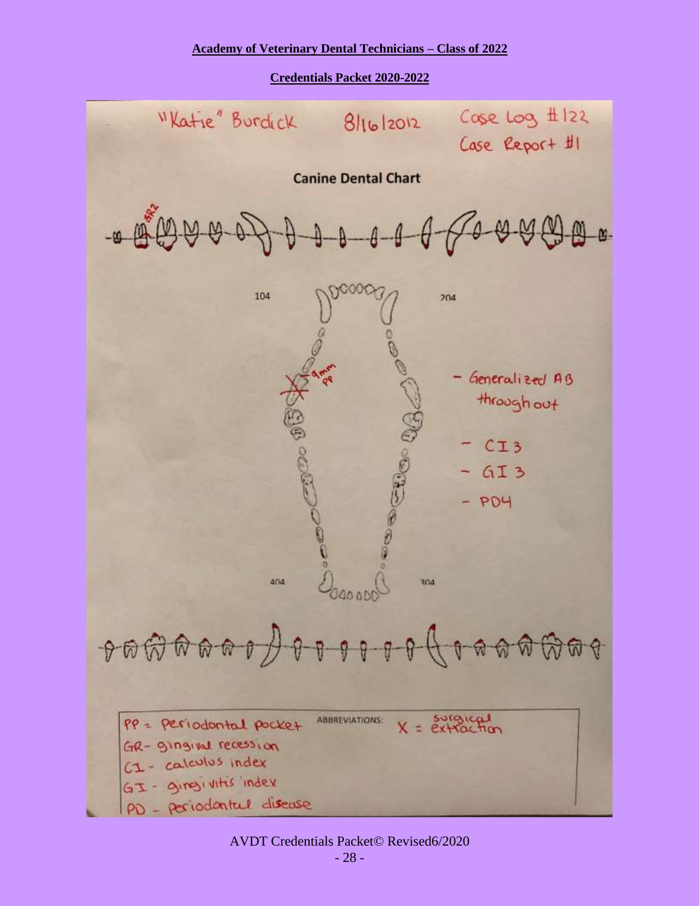**Academy of Veterinary Dental Technicians – Class of 2022**

**Credentials Packet 2020-2022**

"Katie" Burdick 8/16/2012 Case Log #122

Case Report #1

**Canine Dental Chart**

GR2

104

204

9mm PP

- Generalized AB throughout
- CI 3
- GI 3
- PD4

404

304

ABBREVIATIONS:

PP = Periodontal pocket

GR- gingival recession

CI - calculus index

GI - gingivitis index

PD - periodontal disease

X = surgical extraction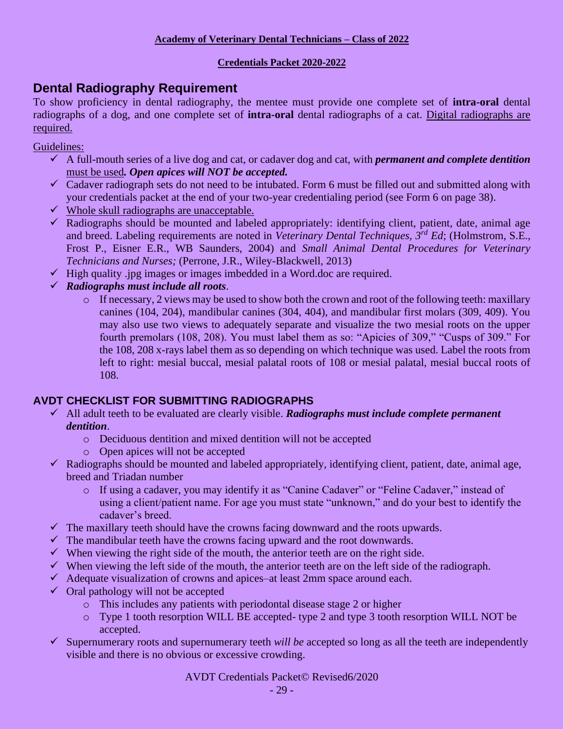## Dental Radiography Requirement

To show proficiency in dental radiography, the mentee must provide one complete set of **intra-oral** dental radiographs of a dog, and one complete set of **intra-oral** dental radiographs of a cat. Digital radiographs are required.

Guidelines:

- ✓ A full-mouth series of a live dog and cat, or cadaver dog and cat, with ***permanent and complete dentition*** must be used***. Open apices will NOT be accepted.***
- ✓ Cadaver radiograph sets do not need to be intubated. Form 6 must be filled out and submitted along with your credentials packet at the end of your two-year credentialing period (see Form 6 on page 38).
- ✓ Whole skull radiographs are unacceptable.
- ✓ Radiographs should be mounted and labeled appropriately: identifying client, patient, date, animal age and breed. Labeling requirements are noted in *Veterinary Dental Techniques, 3rd Ed*; (Holmstrom, S.E., Frost P., Eisner E.R., WB Saunders, 2004) and *Small Animal Dental Procedures for Veterinary Technicians and Nurses;* (Perrone, J.R., Wiley-Blackwell, 2013)
- ✓ High quality .jpg images or images imbedded in a Word.doc are required.
- ✓ ***Radiographs must include all roots***.
  - If necessary, 2 views may be used to show both the crown and root of the following teeth: maxillary canines (104, 204), mandibular canines (304, 404), and mandibular first molars (309, 409). You may also use two views to adequately separate and visualize the two mesial roots on the upper fourth premolars (108, 208). You must label them as so: "Apicies of 309," "Cusps of 309." For the 108, 208 x-rays label them as so depending on which technique was used. Label the roots from left to right: mesial buccal, mesial palatal roots of 108 or mesial palatal, mesial buccal roots of 108.

## AVDT CHECKLIST FOR SUBMITTING RADIOGRAPHS

- ✓ All adult teeth to be evaluated are clearly visible. ***Radiographs must include complete permanent dentition***.
  - Deciduous dentition and mixed dentition will not be accepted
  - Open apices will not be accepted
- ✓ Radiographs should be mounted and labeled appropriately, identifying client, patient, date, animal age, breed and Triadan number
  - If using a cadaver, you may identify it as "Canine Cadaver" or "Feline Cadaver," instead of using a client/patient name. For age you must state "unknown," and do your best to identify the cadaver's breed.
- ✓ The maxillary teeth should have the crowns facing downward and the roots upwards.
- ✓ The mandibular teeth have the crowns facing upward and the root downwards.
- ✓ When viewing the right side of the mouth, the anterior teeth are on the right side.
- ✓ When viewing the left side of the mouth, the anterior teeth are on the left side of the radiograph.
- ✓ Adequate visualization of crowns and apices–at least 2mm space around each.
- ✓ Oral pathology will not be accepted
  - This includes any patients with periodontal disease stage 2 or higher
  - Type 1 tooth resorption WILL BE accepted- type 2 and type 3 tooth resorption WILL NOT be accepted.
- ✓ Supernumerary roots and supernumerary teeth *will be* accepted so long as all the teeth are independently visible and there is no obvious or excessive crowding.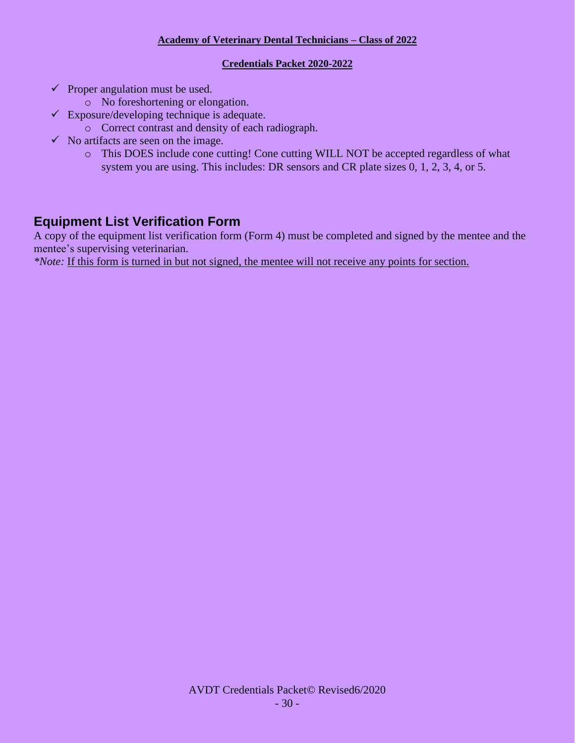- ✓ Proper angulation must be used.
  - No foreshortening or elongation.
- ✓ Exposure/developing technique is adequate.
  - Correct contrast and density of each radiograph.
- ✓ No artifacts are seen on the image.
  - This DOES include cone cutting! Cone cutting WILL NOT be accepted regardless of what system you are using. This includes: DR sensors and CR plate sizes 0, 1, 2, 3, 4, or 5.

## Equipment List Verification Form

A copy of the equipment list verification form (Form 4) must be completed and signed by the mentee and the mentee's supervising veterinarian.

*\*Note:* <u>If this form is turned in but not signed, the mentee will not receive any points for section.</u>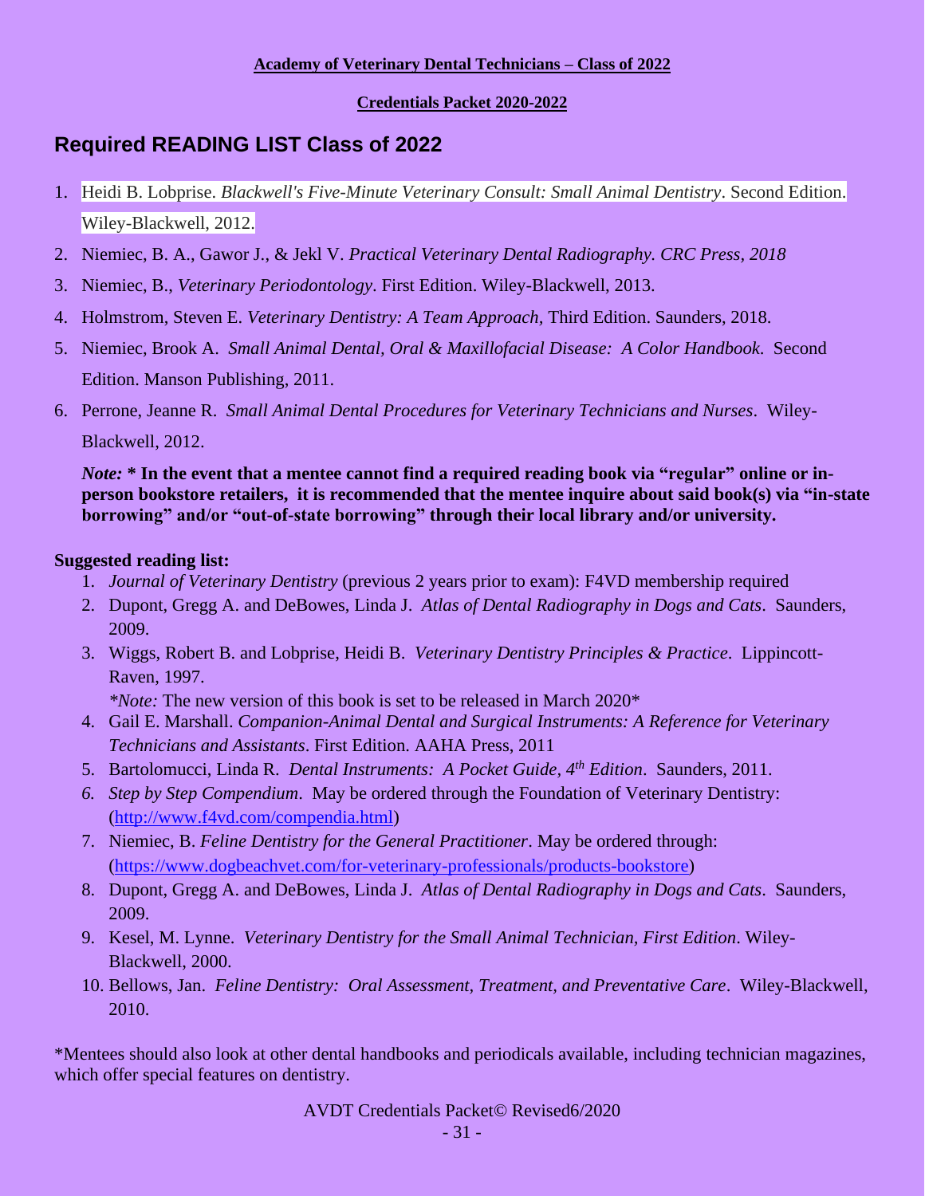**Academy of Veterinary Dental Technicians – Class of 2022**

**Credentials Packet 2020-2022**

## Required READING LIST Class of 2022

1. Heidi B. Lobprise. *Blackwell's Five-Minute Veterinary Consult: Small Animal Dentistry*. Second Edition. Wiley-Blackwell, 2012.
2. Niemiec, B. A., Gawor J., & Jekl V. *Practical Veterinary Dental Radiography. CRC Press, 2018*
3. Niemiec, B., *Veterinary Periodontology*. First Edition. Wiley-Blackwell, 2013.
4. Holmstrom, Steven E. *Veterinary Dentistry: A Team Approach,* Third Edition. Saunders, 2018.
5. Niemiec, Brook A. *Small Animal Dental, Oral & Maxillofacial Disease: A Color Handbook.* Second Edition. Manson Publishing, 2011.
6. Perrone, Jeanne R. *Small Animal Dental Procedures for Veterinary Technicians and Nurses*. Wiley-Blackwell, 2012.

*Note:* **\* In the event that a mentee cannot find a required reading book via "regular" online or in-person bookstore retailers, it is recommended that the mentee inquire about said book(s) via "in-state borrowing" and/or "out-of-state borrowing" through their local library and/or university.**

**Suggested reading list:**

1. *Journal of Veterinary Dentistry* (previous 2 years prior to exam): F4VD membership required
2. Dupont, Gregg A. and DeBowes, Linda J. *Atlas of Dental Radiography in Dogs and Cats*. Saunders, 2009.
3. Wiggs, Robert B. and Lobprise, Heidi B. *Veterinary Dentistry Principles & Practice*. Lippincott-Raven, 1997.
   *\*Note:* The new version of this book is set to be released in March 2020*
4. Gail E. Marshall. *Companion-Animal Dental and Surgical Instruments: A Reference for Veterinary Technicians and Assistants*. First Edition. AAHA Press, 2011
5. Bartolomucci, Linda R. *Dental Instruments: A Pocket Guide, 4th Edition*. Saunders, 2011.
6. *Step by Step Compendium*. May be ordered through the Foundation of Veterinary Dentistry: (http://www.f4vd.com/compendia.html)
7. Niemiec, B. *Feline Dentistry for the General Practitioner*. May be ordered through: (https://www.dogbeachvet.com/for-veterinary-professionals/products-bookstore)
8. Dupont, Gregg A. and DeBowes, Linda J. *Atlas of Dental Radiography in Dogs and Cats*. Saunders, 2009.
9. Kesel, M. Lynne. *Veterinary Dentistry for the Small Animal Technician, First Edition*. Wiley-Blackwell, 2000.
10. Bellows, Jan. *Feline Dentistry: Oral Assessment, Treatment, and Preventative Care*. Wiley-Blackwell, 2010.

\*Mentees should also look at other dental handbooks and periodicals available, including technician magazines, which offer special features on dentistry.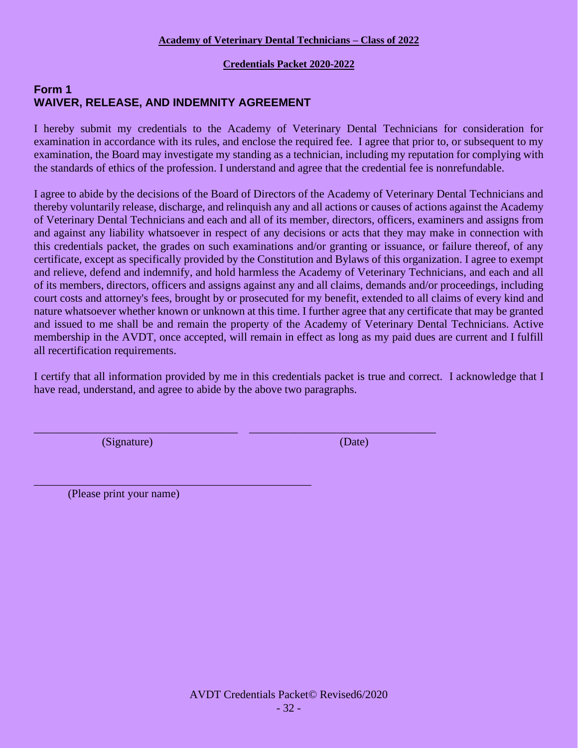**Academy of Veterinary Dental Technicians – Class of 2022**

**Credentials Packet 2020-2022**

## Form 1
## WAIVER, RELEASE, AND INDEMNITY AGREEMENT

I hereby submit my credentials to the Academy of Veterinary Dental Technicians for consideration for examination in accordance with its rules, and enclose the required fee. I agree that prior to, or subsequent to my examination, the Board may investigate my standing as a technician, including my reputation for complying with the standards of ethics of the profession. I understand and agree that the credential fee is nonrefundable.

I agree to abide by the decisions of the Board of Directors of the Academy of Veterinary Dental Technicians and thereby voluntarily release, discharge, and relinquish any and all actions or causes of actions against the Academy of Veterinary Dental Technicians and each and all of its member, directors, officers, examiners and assigns from and against any liability whatsoever in respect of any decisions or acts that they may make in connection with this credentials packet, the grades on such examinations and/or granting or issuance, or failure thereof, of any certificate, except as specifically provided by the Constitution and Bylaws of this organization. I agree to exempt and relieve, defend and indemnify, and hold harmless the Academy of Veterinary Technicians, and each and all of its members, directors, officers and assigns against any and all claims, demands and/or proceedings, including court costs and attorney's fees, brought by or prosecuted for my benefit, extended to all claims of every kind and nature whatsoever whether known or unknown at this time. I further agree that any certificate that may be granted and issued to me shall be and remain the property of the Academy of Veterinary Dental Technicians. Active membership in the AVDT, once accepted, will remain in effect as long as my paid dues are current and I fulfill all recertification requirements.

I certify that all information provided by me in this credentials packet is true and correct. I acknowledge that I have read, understand, and agree to abide by the above two paragraphs.

\_\_\_\_\_\_\_\_\_\_\_\_\_\_\_\_\_\_\_\_\_\_\_\_\_\_\_\_\_\_\_\_\_\_\_\_ \_\_\_\_\_\_\_\_\_\_\_\_\_\_\_\_\_\_\_\_\_\_\_\_\_\_\_\_\_\_\_\_\_\_
(Signature) (Date)

\_\_\_\_\_\_\_\_\_\_\_\_\_\_\_\_\_\_\_\_\_\_\_\_\_\_\_\_\_\_\_\_\_\_\_\_\_\_\_\_\_\_\_\_\_\_\_\_
(Please print your name)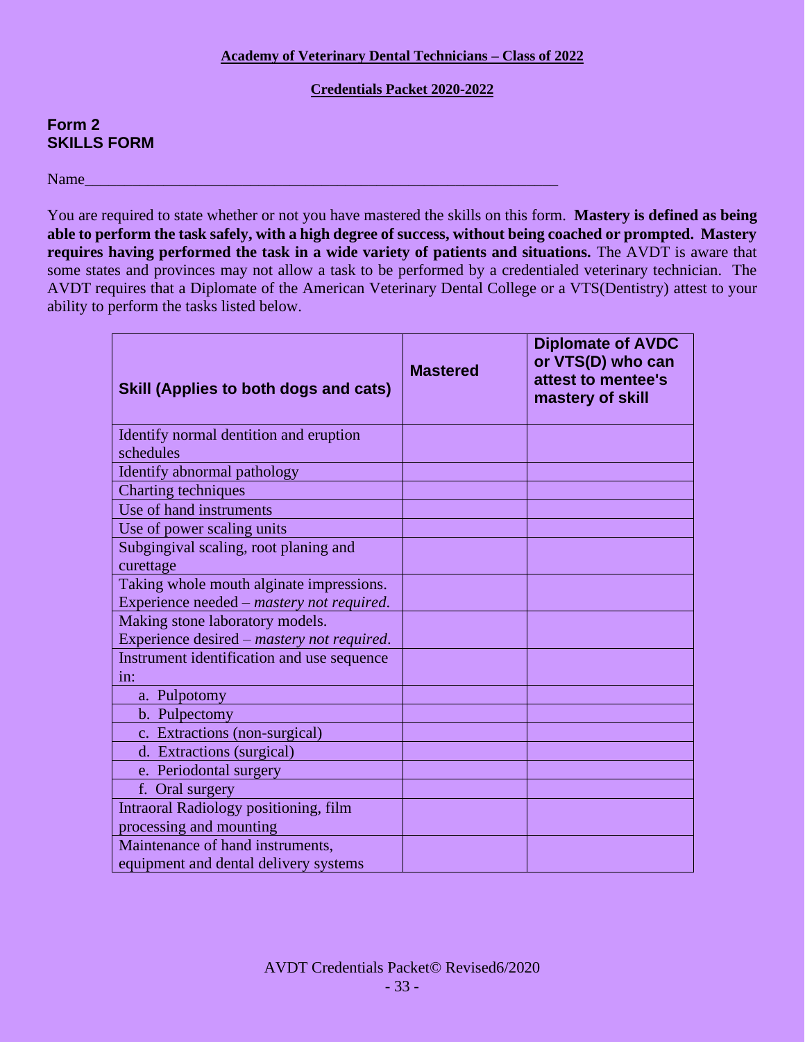**Academy of Veterinary Dental Technicians – Class of 2022**

**Credentials Packet 2020-2022**

## Form 2
## SKILLS FORM

Name_______________________________________________________________

You are required to state whether or not you have mastered the skills on this form. **Mastery is defined as being able to perform the task safely, with a high degree of success, without being coached or prompted. Mastery requires having performed the task in a wide variety of patients and situations.** The AVDT is aware that some states and provinces may not allow a task to be performed by a credentialed veterinary technician. The AVDT requires that a Diplomate of the American Veterinary Dental College or a VTS(Dentistry) attest to your ability to perform the tasks listed below.

| **Skill (Applies to both dogs and cats)** | **Mastered** | **Diplomate of AVDC or VTS(D) who can attest to mentee's mastery of skill** |
|---|---|---|
| Identify normal dentition and eruption schedules | | |
| Identify abnormal pathology | | |
| Charting techniques | | |
| Use of hand instruments | | |
| Use of power scaling units | | |
| Subgingival scaling, root planing and curettage | | |
| Taking whole mouth alginate impressions. Experience needed – *mastery not required*. | | |
| Making stone laboratory models. Experience desired – *mastery not required*. | | |
| Instrument identification and use sequence in: | | |
| a. Pulpotomy | | |
| b. Pulpectomy | | |
| c. Extractions (non-surgical) | | |
| d. Extractions (surgical) | | |
| e. Periodontal surgery | | |
| f. Oral surgery | | |
| Intraoral Radiology positioning, film processing and mounting | | |
| Maintenance of hand instruments, equipment and dental delivery systems | | |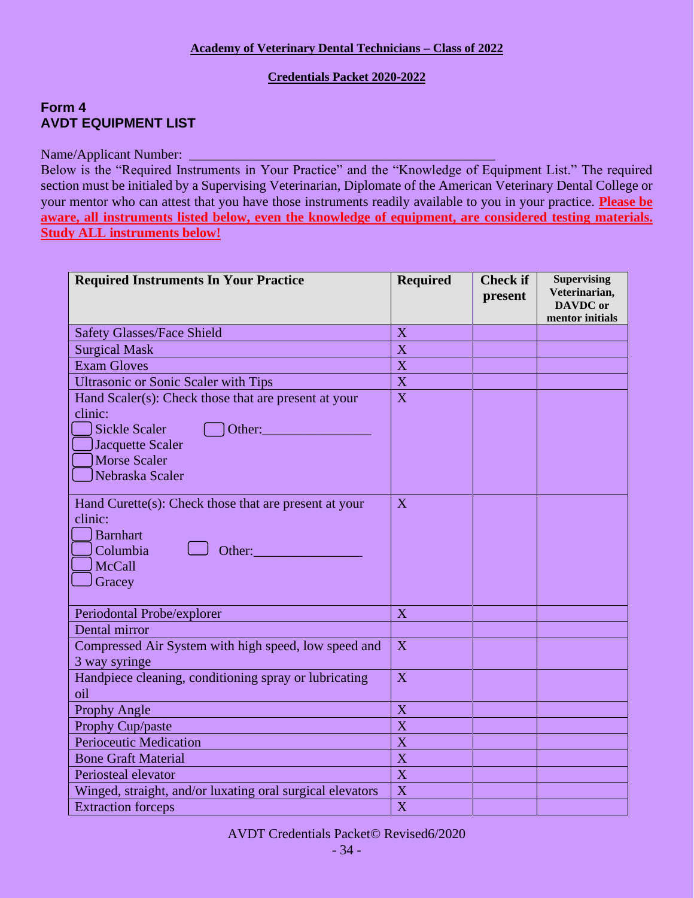**Academy of Veterinary Dental Technicians – Class of 2022**

**Credentials Packet 2020-2022**

## Form 4
## AVDT EQUIPMENT LIST

Name/Applicant Number: ___________________________________________

Below is the "Required Instruments in Your Practice" and the "Knowledge of Equipment List." The required section must be initialed by a Supervising Veterinarian, Diplomate of the American Veterinary Dental College or your mentor who can attest that you have those instruments readily available to you in your practice. **Please be aware, all instruments listed below, even the knowledge of equipment, are considered testing materials. Study ALL instruments below!**

| Required Instruments In Your Practice | Required | Check if present | Supervising Veterinarian, DAVDC or mentor initials |
|---|---|---|---|
| Safety Glasses/Face Shield | X | | |
| Surgical Mask | X | | |
| Exam Gloves | X | | |
| Ultrasonic or Sonic Scaler with Tips | X | | |
| Hand Scaler(s): Check those that are present at your clinic:<br>☐ Sickle Scaler ☐ Other:_______________<br>☐ Jacquette Scaler<br>☐ Morse Scaler<br>☐ Nebraska Scaler | X | | |
| Hand Curette(s): Check those that are present at your clinic:<br>☐ Barnhart<br>☐ Columbia ☐ Other:_______________<br>☐ McCall<br>☐ Gracey | X | | |
| Periodontal Probe/explorer | X | | |
| Dental mirror | | | |
| Compressed Air System with high speed, low speed and 3 way syringe | X | | |
| Handpiece cleaning, conditioning spray or lubricating oil | X | | |
| Prophy Angle | X | | |
| Prophy Cup/paste | X | | |
| Perioceutic Medication | X | | |
| Bone Graft Material | X | | |
| Periosteal elevator | X | | |
| Winged, straight, and/or luxating oral surgical elevators | X | | |
| Extraction forceps | X | | |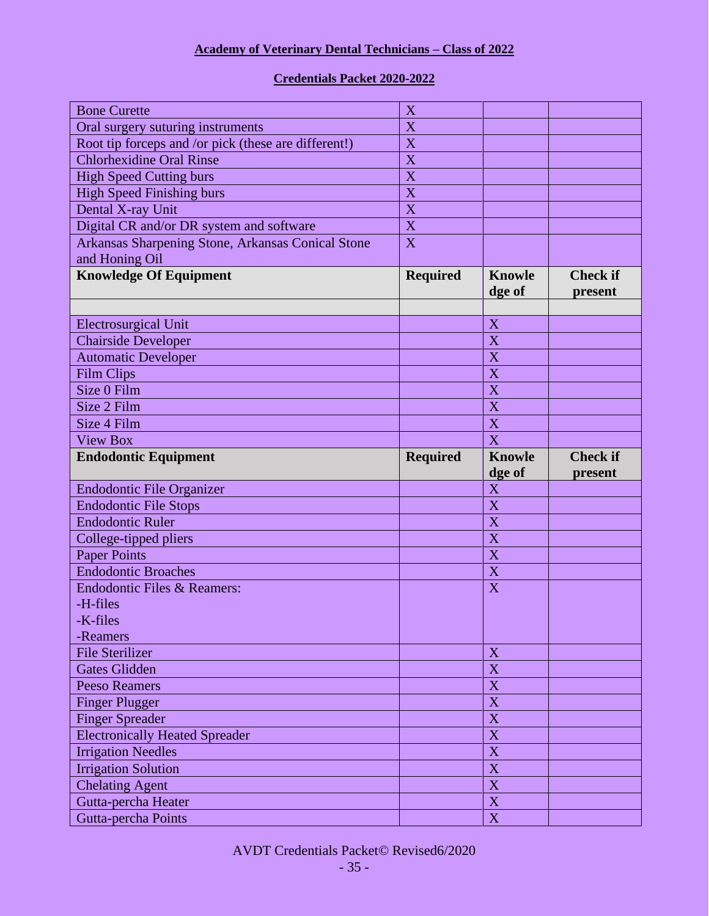**Academy of Veterinary Dental Technicians – Class of 2022**

**Credentials Packet 2020-2022**

| | | | |
|---|---|---|---|
| Bone Curette | X | | |
| Oral surgery suturing instruments | X | | |
| Root tip forceps and /or pick (these are different!) | X | | |
| Chlorhexidine Oral Rinse | X | | |
| High Speed Cutting burs | X | | |
| High Speed Finishing burs | X | | |
| Dental X-ray Unit | X | | |
| Digital CR and/or DR system and software | X | | |
| Arkansas Sharpening Stone, Arkansas Conical Stone and Honing Oil | X | | |
| **Knowledge Of Equipment** | **Required** | **Knowledge of** | **Check if present** |
| | | | |
| Electrosurgical Unit | | X | |
| Chairside Developer | | X | |
| Automatic Developer | | X | |
| Film Clips | | X | |
| Size 0 Film | | X | |
| Size 2 Film | | X | |
| Size 4 Film | | X | |
| View Box | | X | |
| **Endodontic Equipment** | **Required** | **Knowledge of** | **Check if present** |
| Endodontic File Organizer | | X | |
| Endodontic File Stops | | X | |
| Endodontic Ruler | | X | |
| College-tipped pliers | | X | |
| Paper Points | | X | |
| Endodontic Broaches | | X | |
| Endodontic Files & Reamers:<br>-H-files<br>-K-files<br>-Reamers | | X | |
| File Sterilizer | | X | |
| Gates Glidden | | X | |
| Peeso Reamers | | X | |
| Finger Plugger | | X | |
| Finger Spreader | | X | |
| Electronically Heated Spreader | | X | |
| Irrigation Needles | | X | |
| Irrigation Solution | | X | |
| Chelating Agent | | X | |
| Gutta-percha Heater | | X | |
| Gutta-percha Points | | X | |

AVDT Credentials Packet© Revised6/2020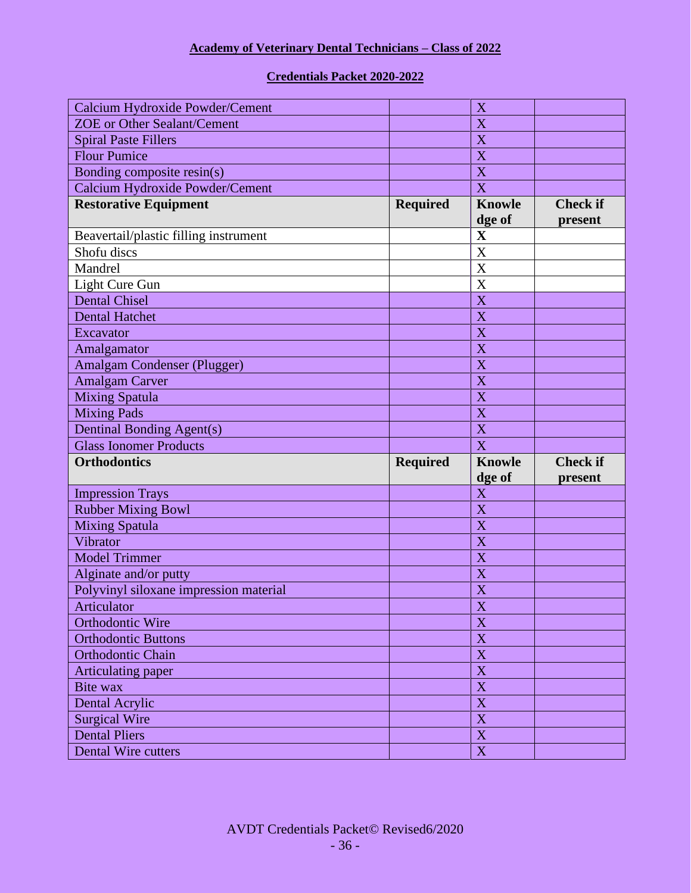## Academy of Veterinary Dental Technicians – Class of 2022

## Credentials Packet 2020-2022

| | | | |
|---|---|---|---|
| Calcium Hydroxide Powder/Cement | | X | |
| ZOE or Other Sealant/Cement | | X | |
| Spiral Paste Fillers | | X | |
| Flour Pumice | | X | |
| Bonding composite resin(s) | | X | |
| Calcium Hydroxide Powder/Cement | | X | |
| **Restorative Equipment** | **Required** | **Knowledge of** | **Check if present** |
| Beavertail/plastic filling instrument | | **X** | |
| Shofu discs | | X | |
| Mandrel | | X | |
| Light Cure Gun | | X | |
| Dental Chisel | | X | |
| Dental Hatchet | | X | |
| Excavator | | X | |
| Amalgamator | | X | |
| Amalgam Condenser (Plugger) | | X | |
| Amalgam Carver | | X | |
| Mixing Spatula | | X | |
| Mixing Pads | | X | |
| Dentinal Bonding Agent(s) | | X | |
| Glass Ionomer Products | | X | |
| **Orthodontics** | **Required** | **Knowledge of** | **Check if present** |
| Impression Trays | | X | |
| Rubber Mixing Bowl | | X | |
| Mixing Spatula | | X | |
| Vibrator | | X | |
| Model Trimmer | | X | |
| Alginate and/or putty | | X | |
| Polyvinyl siloxane impression material | | X | |
| Articulator | | X | |
| Orthodontic Wire | | X | |
| Orthodontic Buttons | | X | |
| Orthodontic Chain | | X | |
| Articulating paper | | X | |
| Bite wax | | X | |
| Dental Acrylic | | X | |
| Surgical Wire | | X | |
| Dental Pliers | | X | |
| Dental Wire cutters | | X | |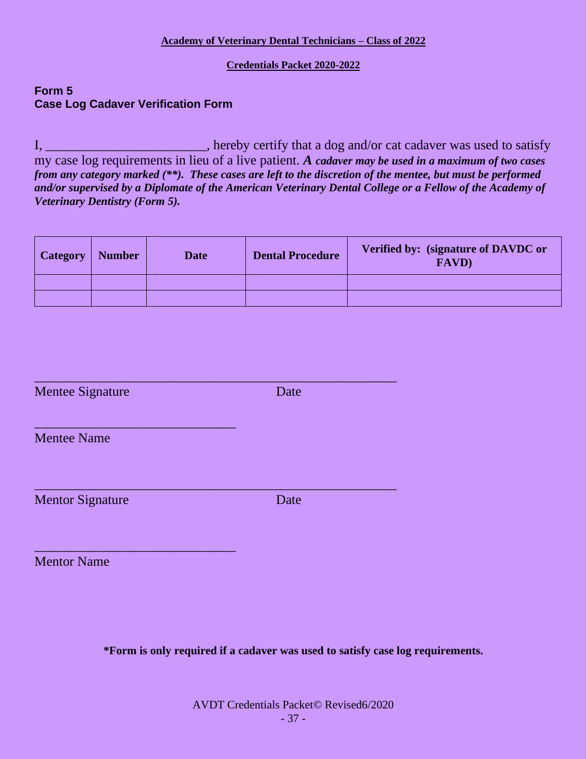**Academy of Veterinary Dental Technicians – Class of 2022**

**Credentials Packet 2020-2022**

## Form 5
## Case Log Cadaver Verification Form

I, ________________________, hereby certify that a dog and/or cat cadaver was used to satisfy my case log requirements in lieu of a live patient. ***A cadaver may be used in a maximum of two cases from any category marked (**). These cases are left to the discretion of the mentee, but must be performed and/or supervised by a Diplomate of the American Veterinary Dental College or a Fellow of the Academy of Veterinary Dentistry (Form 5).***

| Category | Number | Date | Dental Procedure | Verified by: (signature of DAVDC or FAVD) |
|---|---|---|---|---|
| | | | | |
| | | | | |

_______________________________________________________
Mentee Signature Date

______________________________
Mentee Name

_______________________________________________________
Mentor Signature Date

______________________________
Mentor Name

**\*Form is only required if a cadaver was used to satisfy case log requirements.**

AVDT Credentials Packet© Revised6/2020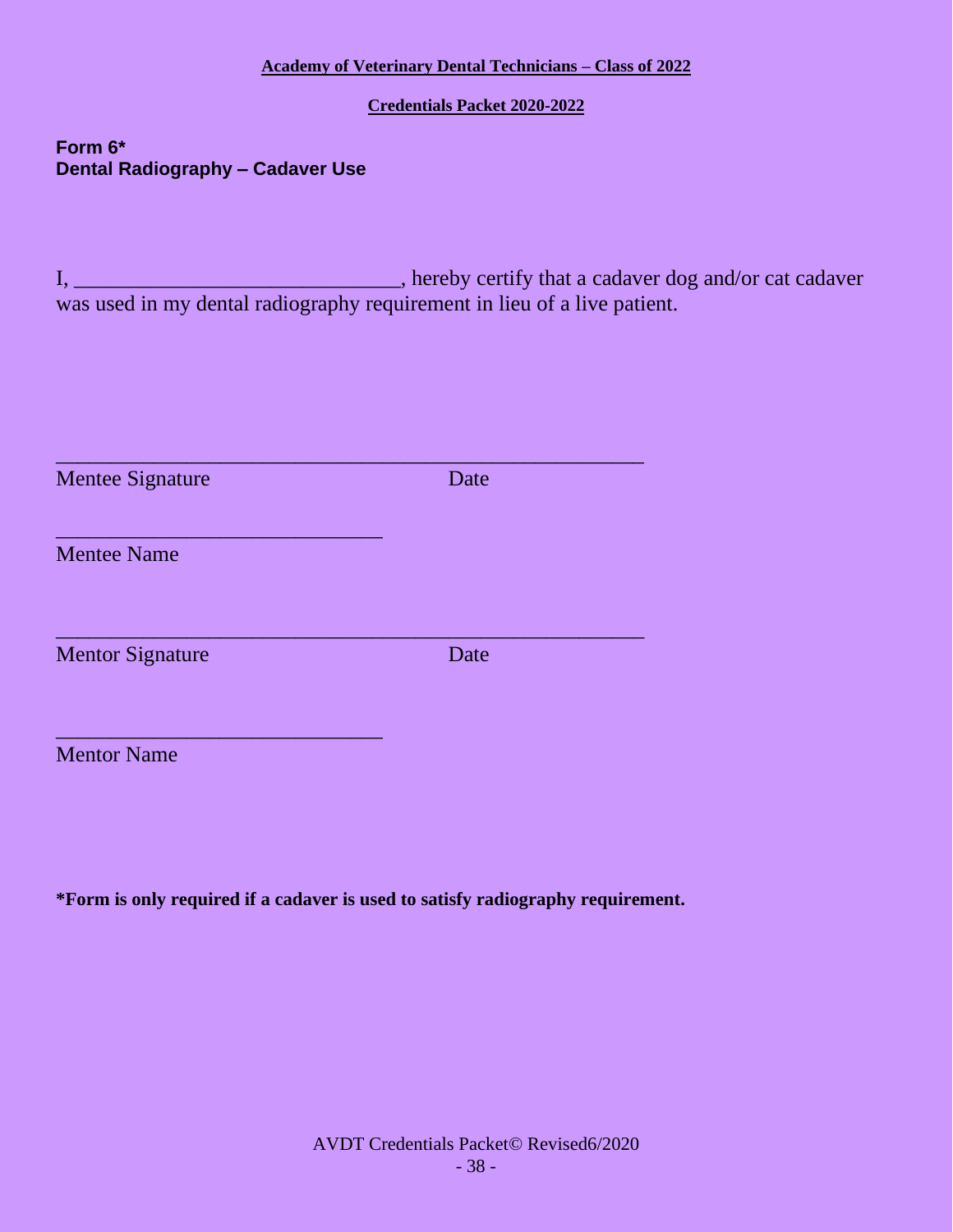**Academy of Veterinary Dental Technicians – Class of 2022**

**Credentials Packet 2020-2022**

**Form 6***
**Dental Radiography – Cadaver Use**

I, ______________________________, hereby certify that a cadaver dog and/or cat cadaver was used in my dental radiography requirement in lieu of a live patient.

_______________________________________________________

Mentee Signature                                    Date

______________________________

Mentee Name

_______________________________________________________

Mentor Signature                                    Date

______________________________

Mentor Name

***Form is only required if a cadaver is used to satisfy radiography requirement.**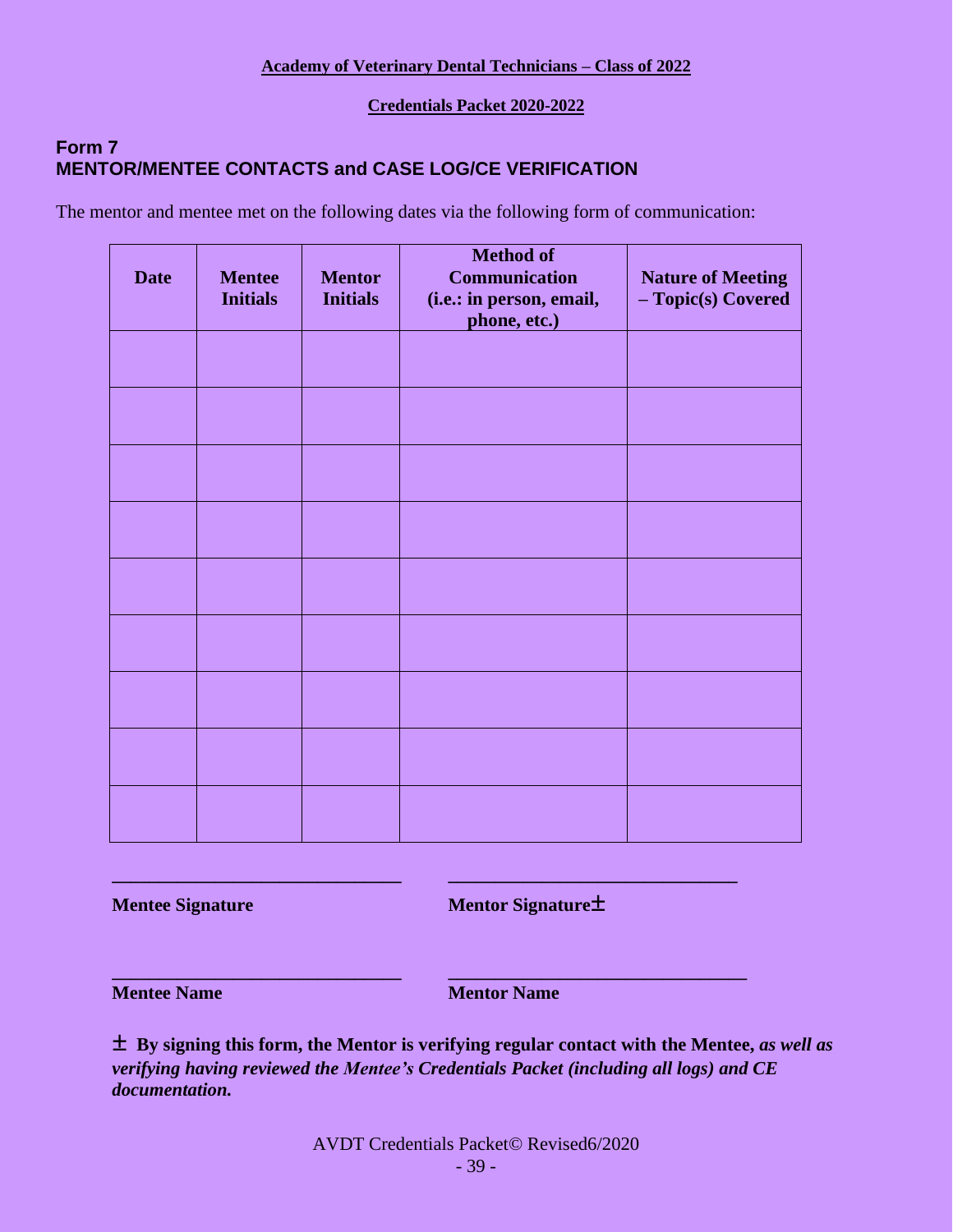**Academy of Veterinary Dental Technicians – Class of 2022**

**Credentials Packet 2020-2022**

## Form 7
## MENTOR/MENTEE CONTACTS and CASE LOG/CE VERIFICATION

The mentor and mentee met on the following dates via the following form of communication:

| Date | Mentee Initials | Mentor Initials | Method of Communication (i.e.: in person, email, phone, etc.) | Nature of Meeting – Topic(s) Covered |
|---|---|---|---|---|
| | | | | |
| | | | | |
| | | | | |
| | | | | |
| | | | | |
| | | | | |
| | | | | |
| | | | | |
| | | | | |

______________________________ ______________________________

**Mentee Signature** **Mentor Signature±**

______________________________ ______________________________

**Mentee Name** **Mentor Name**

**± By signing this form, the Mentor is verifying regular contact with the Mentee,** ***as well as verifying having reviewed the Mentee's Credentials Packet (including all logs) and CE documentation.***

AVDT Credentials Packet© Revised6/2020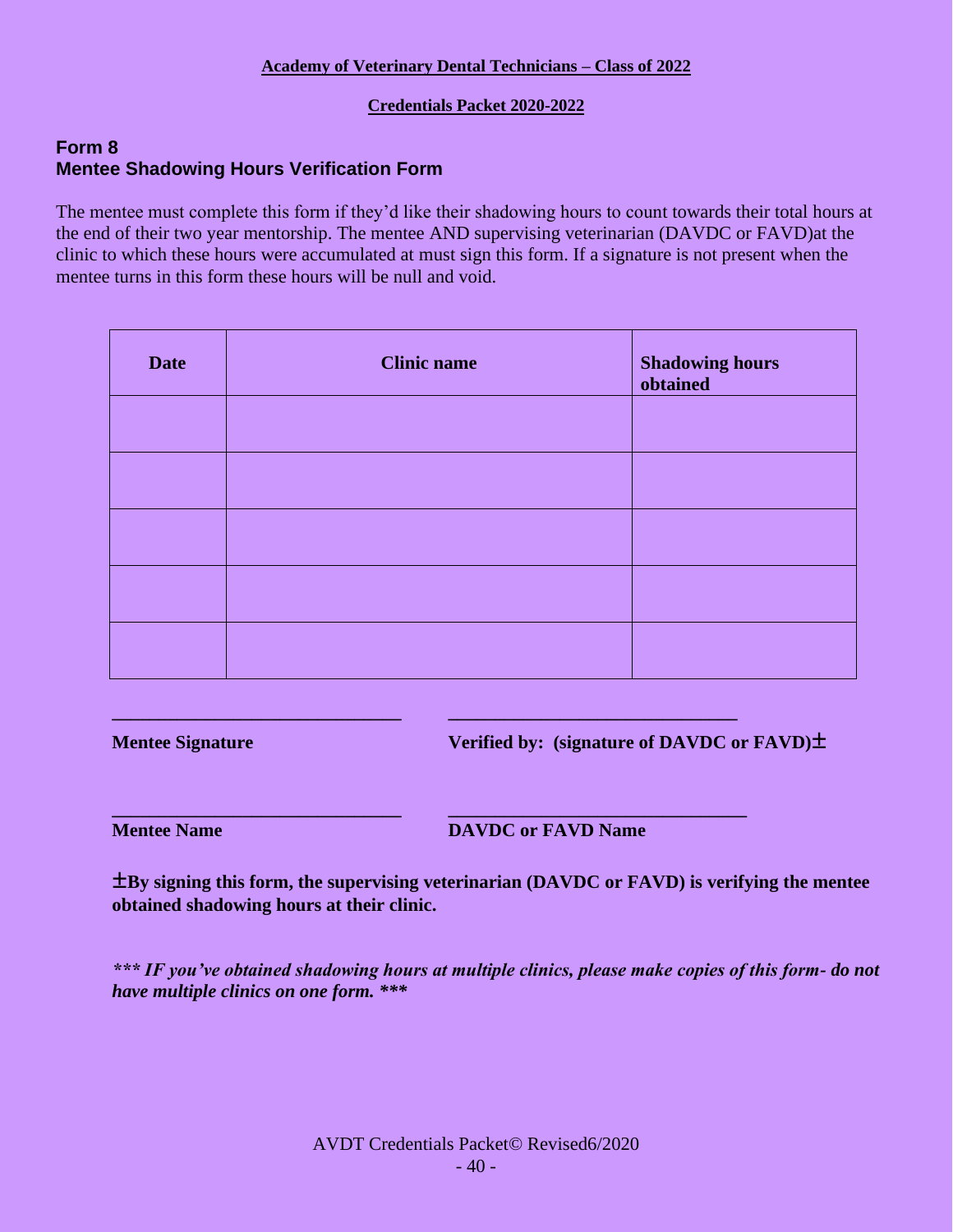**Academy of Veterinary Dental Technicians – Class of 2022**

**Credentials Packet 2020-2022**

## Form 8
## Mentee Shadowing Hours Verification Form

The mentee must complete this form if they'd like their shadowing hours to count towards their total hours at the end of their two year mentorship. The mentee AND supervising veterinarian (DAVDC or FAVD)at the clinic to which these hours were accumulated at must sign this form. If a signature is not present when the mentee turns in this form these hours will be null and void.

| Date | Clinic name | Shadowing hours obtained |
|---|---|---|
| | | |
| | | |
| | | |
| | | |
| | | |

_______________________________ &nbsp;&nbsp;&nbsp;&nbsp; _______________________________

**Mentee Signature** &nbsp;&nbsp;&nbsp;&nbsp; **Verified by: (signature of DAVDC or FAVD)±**

_______________________________ &nbsp;&nbsp;&nbsp;&nbsp; _______________________________

**Mentee Name** &nbsp;&nbsp;&nbsp;&nbsp; **DAVDC or FAVD Name**

**±By signing this form, the supervising veterinarian (DAVDC or FAVD) is verifying the mentee obtained shadowing hours at their clinic.**

***\*\*\* IF you've obtained shadowing hours at multiple clinics, please make copies of this form- do not have multiple clinics on one form. \*\*\****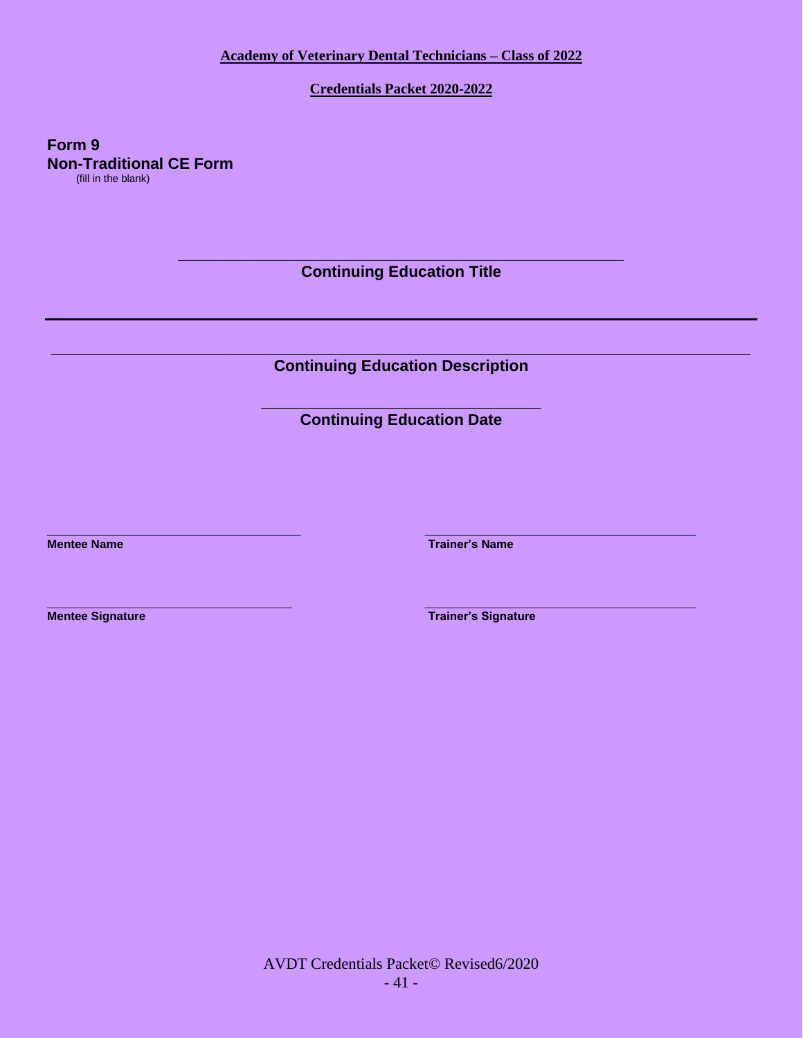**Academy of Veterinary Dental Technicians – Class of 2022**

**Credentials Packet 2020-2022**

**Form 9**
**Non-Traditional CE Form**
(fill in the blank)

\_\_\_\_\_\_\_\_\_\_\_\_\_\_\_\_\_\_\_\_\_\_\_\_\_\_\_\_\_\_\_\_\_\_\_\_\_\_\_\_\_\_\_\_\_\_\_\_\_\_\_\_\_\_\_\_\_\_
**Continuing Education Title**

---

\_\_\_\_\_\_\_\_\_\_\_\_\_\_\_\_\_\_\_\_\_\_\_\_\_\_\_\_\_\_\_\_\_\_\_\_\_\_\_\_\_\_\_\_\_\_\_\_\_\_\_\_\_\_\_\_\_\_\_\_\_\_\_\_\_\_\_\_\_\_\_\_\_\_\_\_\_\_\_\_\_\_\_\_\_\_
**Continuing Education Description**

\_\_\_\_\_\_\_\_\_\_\_\_\_\_\_\_\_\_\_\_\_\_\_\_\_\_\_\_\_\_\_\_\_\_\_\_\_
**Continuing Education Date**

\_\_\_\_\_\_\_\_\_\_\_\_\_\_\_\_\_\_\_\_\_\_\_\_\_\_\_\_\_\_\_\_\_\_
**Mentee Name**

\_\_\_\_\_\_\_\_\_\_\_\_\_\_\_\_\_\_\_\_\_\_\_\_\_\_\_\_\_\_\_\_\_\_\_\_
**Trainer's Name**

\_\_\_\_\_\_\_\_\_\_\_\_\_\_\_\_\_\_\_\_\_\_\_\_\_\_\_\_\_\_\_\_\_
**Mentee Signature**

\_\_\_\_\_\_\_\_\_\_\_\_\_\_\_\_\_\_\_\_\_\_\_\_\_\_\_\_\_\_\_\_\_\_\_\_
**Trainer's Signature**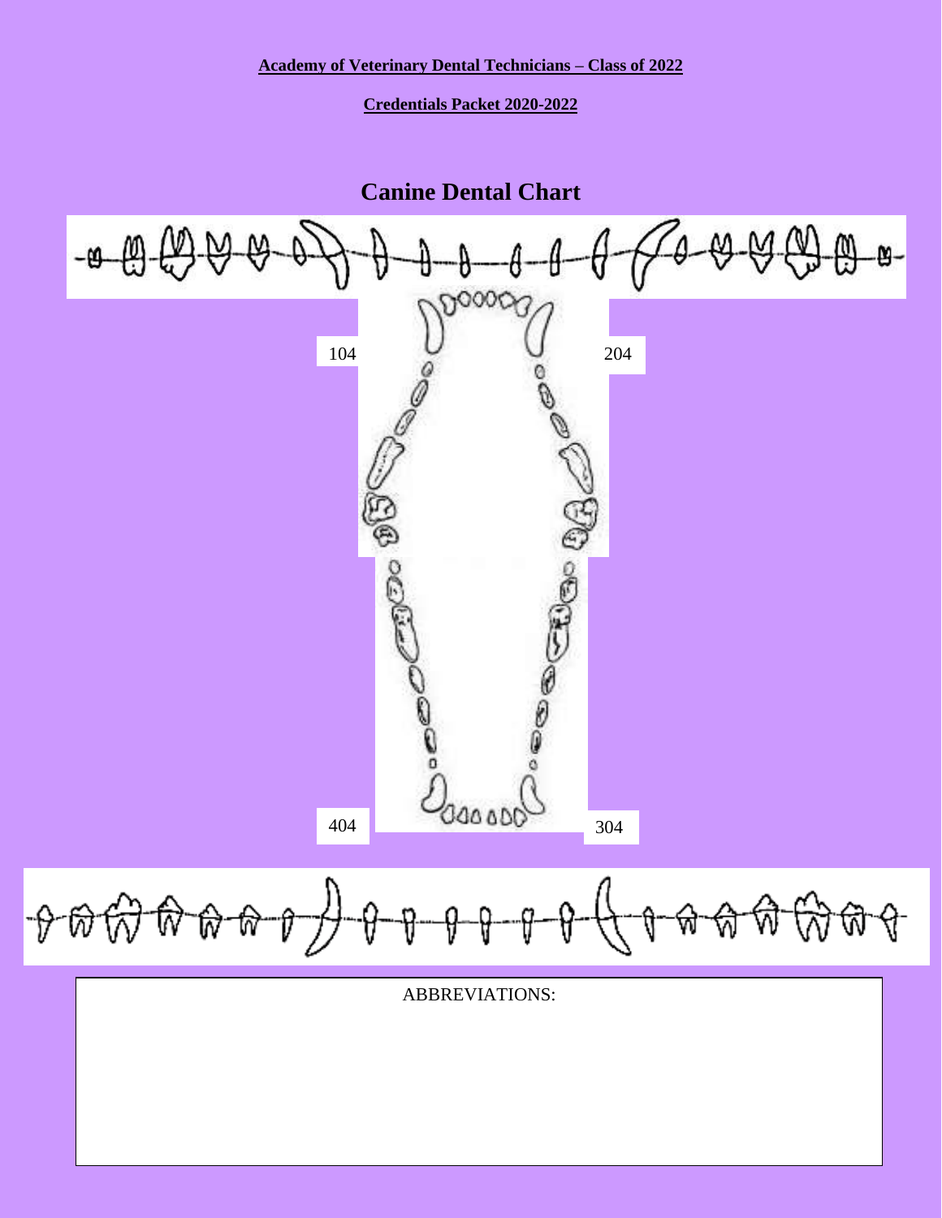**Academy of Veterinary Dental Technicians – Class of 2022**

**Credentials Packet 2020-2022**

# Canine Dental Chart

104

204

404

304

ABBREVIATIONS: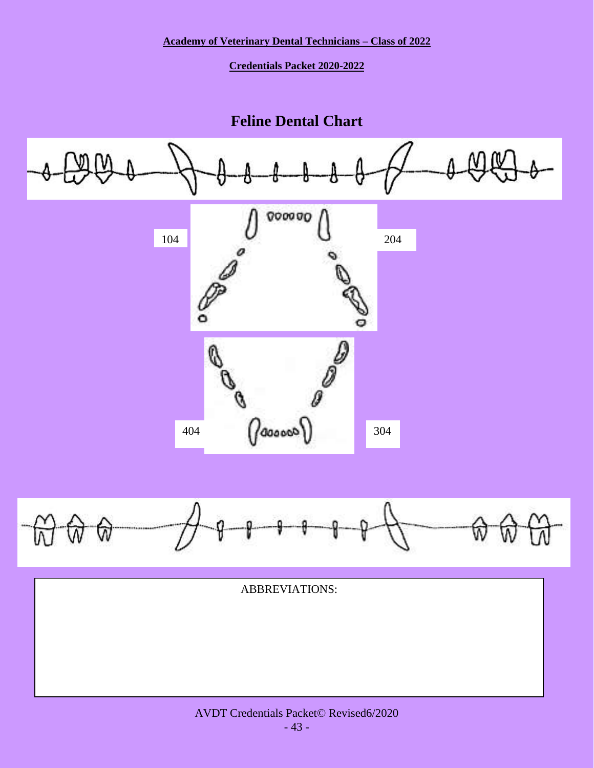**Academy of Veterinary Dental Technicians – Class of 2022**

**Credentials Packet 2020-2022**

## Feline Dental Chart

104

204

404

304

ABBREVIATIONS: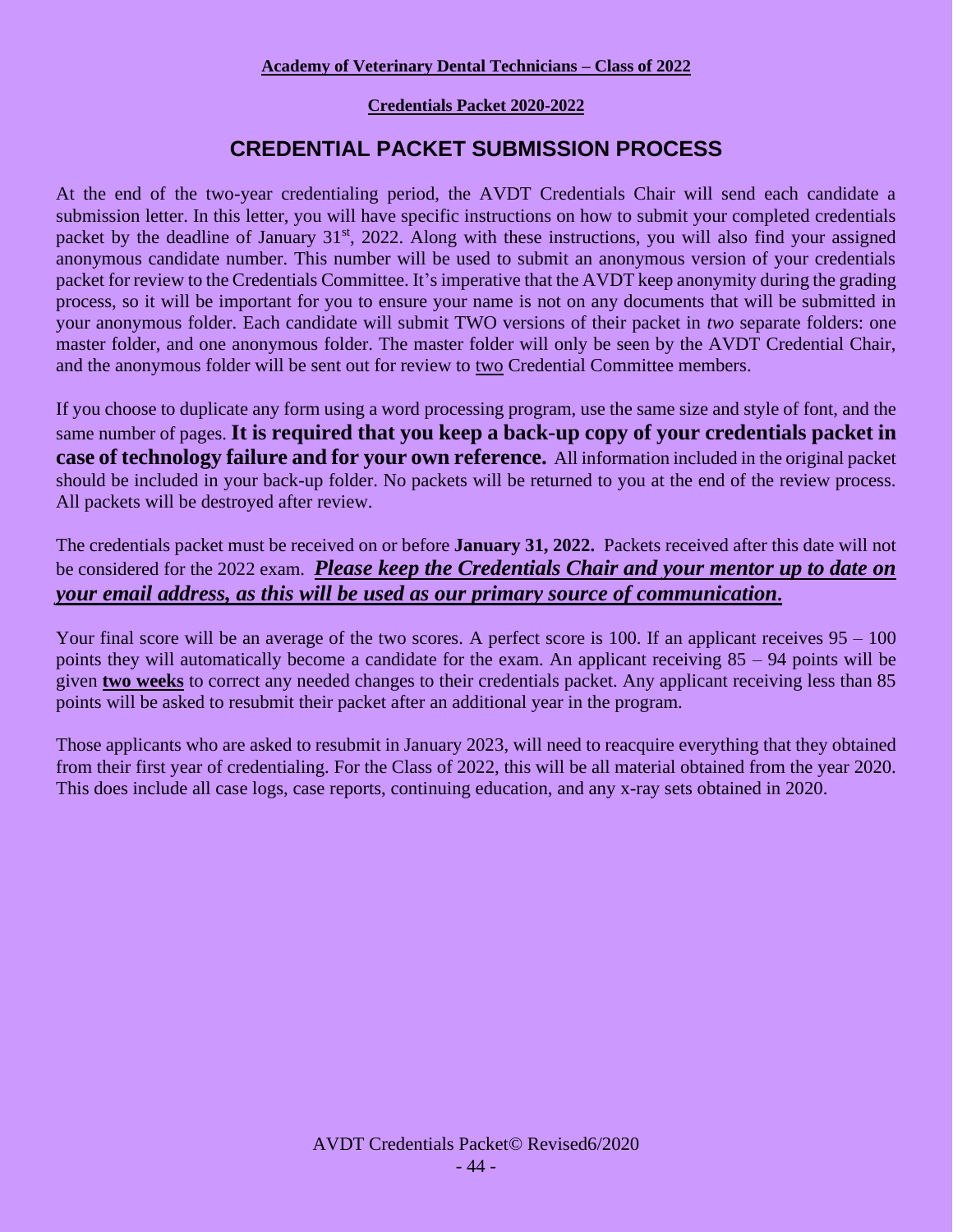**Academy of Veterinary Dental Technicians – Class of 2022**

**Credentials Packet 2020-2022**

# CREDENTIAL PACKET SUBMISSION PROCESS

At the end of the two-year credentialing period, the AVDT Credentials Chair will send each candidate a submission letter. In this letter, you will have specific instructions on how to submit your completed credentials packet by the deadline of January 31st, 2022. Along with these instructions, you will also find your assigned anonymous candidate number. This number will be used to submit an anonymous version of your credentials packet for review to the Credentials Committee. It's imperative that the AVDT keep anonymity during the grading process, so it will be important for you to ensure your name is not on any documents that will be submitted in your anonymous folder. Each candidate will submit TWO versions of their packet in *two* separate folders: one master folder, and one anonymous folder. The master folder will only be seen by the AVDT Credential Chair, and the anonymous folder will be sent out for review to two Credential Committee members.

If you choose to duplicate any form using a word processing program, use the same size and style of font, and the same number of pages. **It is required that you keep a back-up copy of your credentials packet in case of technology failure and for your own reference.** All information included in the original packet should be included in your back-up folder. No packets will be returned to you at the end of the review process. All packets will be destroyed after review.

The credentials packet must be received on or before **January 31, 2022.** Packets received after this date will not be considered for the 2022 exam. ***Please keep the Credentials Chair and your mentor up to date on your email address, as this will be used as our primary source of communication.***

Your final score will be an average of the two scores. A perfect score is 100. If an applicant receives 95 – 100 points they will automatically become a candidate for the exam. An applicant receiving 85 – 94 points will be given **two weeks** to correct any needed changes to their credentials packet. Any applicant receiving less than 85 points will be asked to resubmit their packet after an additional year in the program.

Those applicants who are asked to resubmit in January 2023, will need to reacquire everything that they obtained from their first year of credentialing. For the Class of 2022, this will be all material obtained from the year 2020. This does include all case logs, case reports, continuing education, and any x-ray sets obtained in 2020.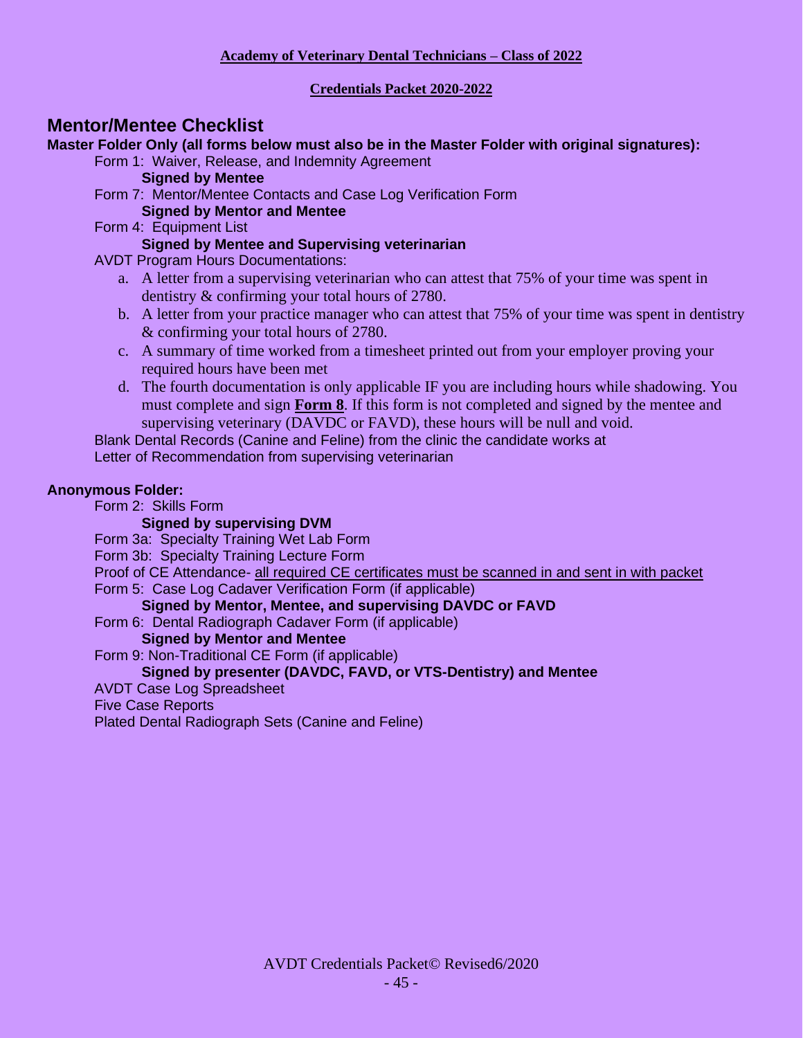**Academy of Veterinary Dental Technicians – Class of 2022**

**Credentials Packet 2020-2022**

## Mentor/Mentee Checklist

**Master Folder Only (all forms below must also be in the Master Folder with original signatures):**

Form 1: Waiver, Release, and Indemnity Agreement
**Signed by Mentee**

Form 7: Mentor/Mentee Contacts and Case Log Verification Form
**Signed by Mentor and Mentee**

Form 4: Equipment List
**Signed by Mentee and Supervising veterinarian**

AVDT Program Hours Documentations:

a. A letter from a supervising veterinarian who can attest that 75% of your time was spent in dentistry & confirming your total hours of 2780.
b. A letter from your practice manager who can attest that 75% of your time was spent in dentistry & confirming your total hours of 2780.
c. A summary of time worked from a timesheet printed out from your employer proving your required hours have been met
d. The fourth documentation is only applicable IF you are including hours while shadowing. You must complete and sign **Form 8**. If this form is not completed and signed by the mentee and supervising veterinary (DAVDC or FAVD), these hours will be null and void.

Blank Dental Records (Canine and Feline) from the clinic the candidate works at

Letter of Recommendation from supervising veterinarian

**Anonymous Folder:**

Form 2: Skills Form
**Signed by supervising DVM**

Form 3a: Specialty Training Wet Lab Form

Form 3b: Specialty Training Lecture Form

Proof of CE Attendance- all required CE certificates must be scanned in and sent in with packet

Form 5: Case Log Cadaver Verification Form (if applicable)
**Signed by Mentor, Mentee, and supervising DAVDC or FAVD**

Form 6: Dental Radiograph Cadaver Form (if applicable)
**Signed by Mentor and Mentee**

Form 9: Non-Traditional CE Form (if applicable)
**Signed by presenter (DAVDC, FAVD, or VTS-Dentistry) and Mentee**

AVDT Case Log Spreadsheet

Five Case Reports

Plated Dental Radiograph Sets (Canine and Feline)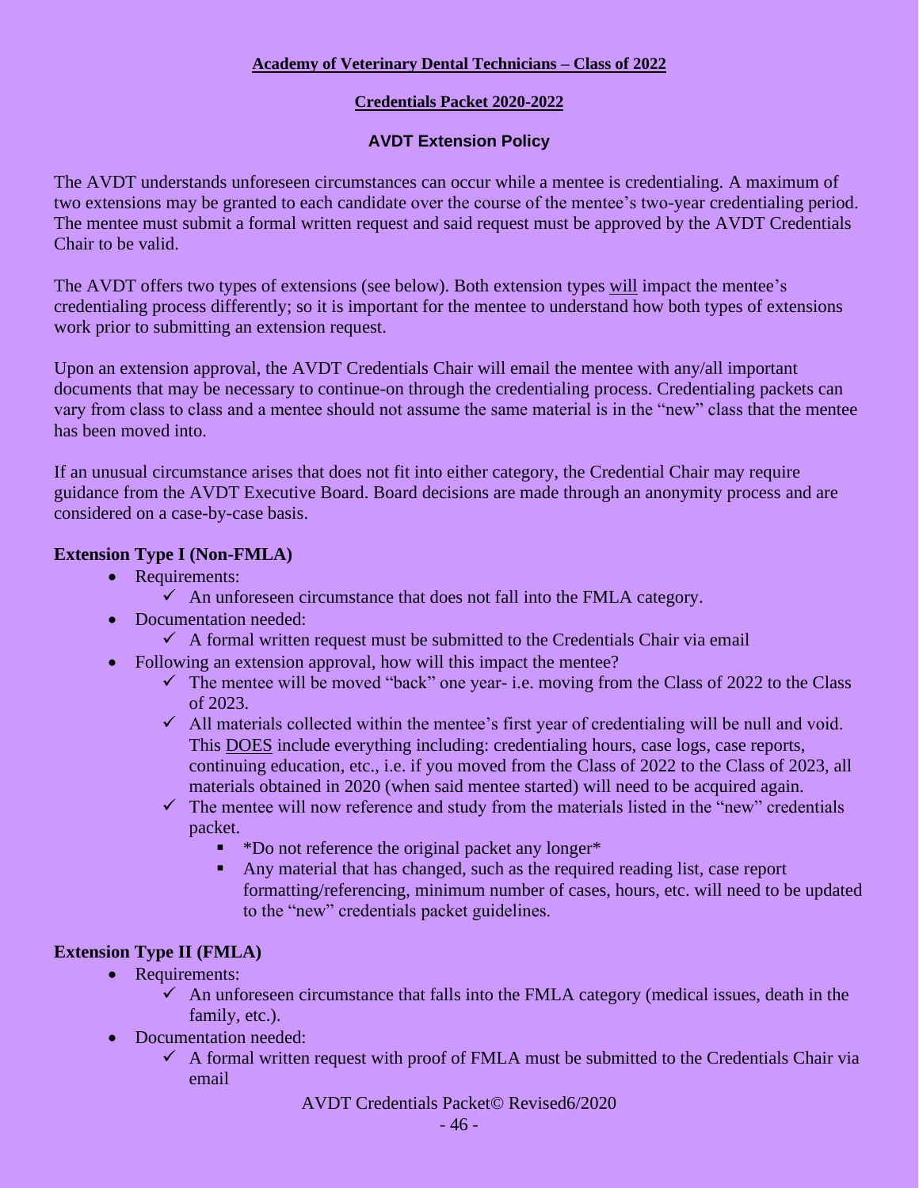**Academy of Veterinary Dental Technicians – Class of 2022**

**Credentials Packet 2020-2022**

**AVDT Extension Policy**

The AVDT understands unforeseen circumstances can occur while a mentee is credentialing. A maximum of two extensions may be granted to each candidate over the course of the mentee's two-year credentialing period. The mentee must submit a formal written request and said request must be approved by the AVDT Credentials Chair to be valid.

The AVDT offers two types of extensions (see below). Both extension types will impact the mentee's credentialing process differently; so it is important for the mentee to understand how both types of extensions work prior to submitting an extension request.

Upon an extension approval, the AVDT Credentials Chair will email the mentee with any/all important documents that may be necessary to continue-on through the credentialing process. Credentialing packets can vary from class to class and a mentee should not assume the same material is in the "new" class that the mentee has been moved into.

If an unusual circumstance arises that does not fit into either category, the Credential Chair may require guidance from the AVDT Executive Board. Board decisions are made through an anonymity process and are considered on a case-by-case basis.

**Extension Type I (Non-FMLA)**

- Requirements:
  - ✓ An unforeseen circumstance that does not fall into the FMLA category.
- Documentation needed:
  - ✓ A formal written request must be submitted to the Credentials Chair via email
- Following an extension approval, how will this impact the mentee?
  - ✓ The mentee will be moved "back" one year- i.e. moving from the Class of 2022 to the Class of 2023.
  - ✓ All materials collected within the mentee's first year of credentialing will be null and void. This DOES include everything including: credentialing hours, case logs, case reports, continuing education, etc., i.e. if you moved from the Class of 2022 to the Class of 2023, all materials obtained in 2020 (when said mentee started) will need to be acquired again.
  - ✓ The mentee will now reference and study from the materials listed in the "new" credentials packet.
    - *Do not reference the original packet any longer*
    - Any material that has changed, such as the required reading list, case report formatting/referencing, minimum number of cases, hours, etc. will need to be updated to the "new" credentials packet guidelines.

**Extension Type II (FMLA)**

- Requirements:
  - ✓ An unforeseen circumstance that falls into the FMLA category (medical issues, death in the family, etc.).
- Documentation needed:
  - ✓ A formal written request with proof of FMLA must be submitted to the Credentials Chair via email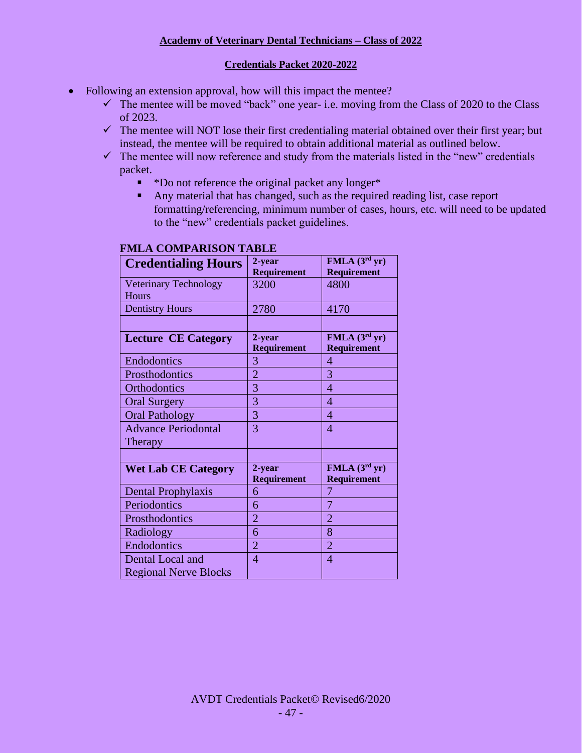**Academy of Veterinary Dental Technicians – Class of 2022**

**Credentials Packet 2020-2022**

- Following an extension approval, how will this impact the mentee?
  - ✓ The mentee will be moved "back" one year- i.e. moving from the Class of 2020 to the Class of 2023.
  - ✓ The mentee will NOT lose their first credentialing material obtained over their first year; but instead, the mentee will be required to obtain additional material as outlined below.
  - ✓ The mentee will now reference and study from the materials listed in the "new" credentials packet.
    - *Do not reference the original packet any longer*
    - Any material that has changed, such as the required reading list, case report formatting/referencing, minimum number of cases, hours, etc. will need to be updated to the "new" credentials packet guidelines.

**FMLA COMPARISON TABLE**

| **Credentialing Hours** | **2-year Requirement** | **FMLA (3rd yr) Requirement** |
|---|---|---|
| Veterinary Technology Hours | 3200 | 4800 |
| Dentistry Hours | 2780 | 4170 |
| | | |
| **Lecture CE Category** | **2-year Requirement** | **FMLA (3rd yr) Requirement** |
| Endodontics | 3 | 4 |
| Prosthodontics | 2 | 3 |
| Orthodontics | 3 | 4 |
| Oral Surgery | 3 | 4 |
| Oral Pathology | 3 | 4 |
| Advance Periodontal Therapy | 3 | 4 |
| | | |
| **Wet Lab CE Category** | **2-year Requirement** | **FMLA (3rd yr) Requirement** |
| Dental Prophylaxis | 6 | 7 |
| Periodontics | 6 | 7 |
| Prosthodontics | 2 | 2 |
| Radiology | 6 | 8 |
| Endodontics | 2 | 2 |
| Dental Local and Regional Nerve Blocks | 4 | 4 |